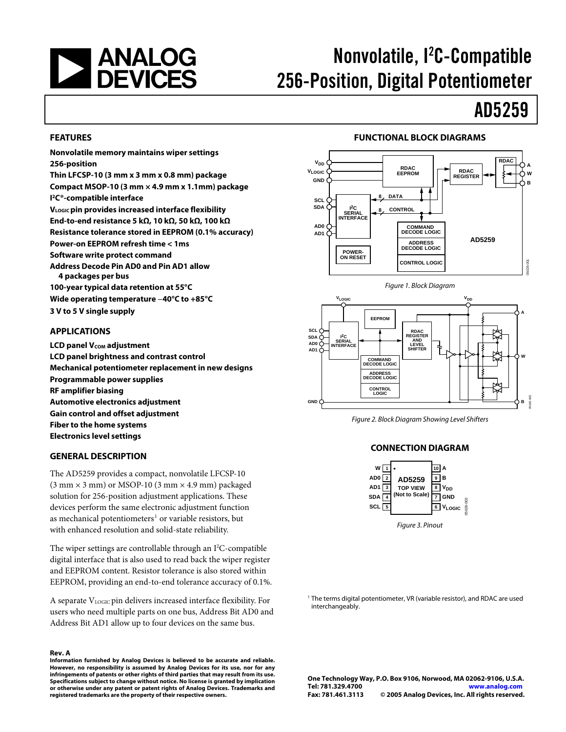# Nonvolatile, I²C-Compatible 256-Position, Digital Potentiometer

# AD5259

## FEATURES

**Nonvolatile memory maintains wiper settings**
**256-position**
**Thin LFCSP-10 (3 mm x 3 mm x 0.8 mm) package**
**Compact MSOP-10 (3 mm × 4.9 mm x 1.1mm) package**
**I²C®-compatible interface**
**$V_{LOGIC}$ pin provides increased interface flexibility**
**End-to-end resistance 5 kΩ, 10 kΩ, 50 kΩ, 100 kΩ**
**Resistance tolerance stored in EEPROM (0.1% accuracy)**
**Power-on EEPROM refresh time < 1ms**
**Software write protect command**
**Address Decode Pin AD0 and Pin AD1 allow 4 packages per bus**
**100-year typical data retention at 55°C**
**Wide operating temperature −40°C to +85°C**
**3 V to 5 V single supply**

## APPLICATIONS

**LCD panel $V_{COM}$ adjustment**
**LCD panel brightness and contrast control**
**Mechanical potentiometer replacement in new designs**
**Programmable power supplies**
**RF amplifier biasing**
**Automotive electronics adjustment**
**Gain control and offset adjustment**
**Fiber to the home systems**
**Electronics level settings**

## GENERAL DESCRIPTION

The AD5259 provides a compact, nonvolatile LFCSP-10 (3 mm × 3 mm) or MSOP-10 (3 mm × 4.9 mm) packaged solution for 256-position adjustment applications. These devices perform the same electronic adjustment function as mechanical potentiometers[1] or variable resistors, but with enhanced resolution and solid-state reliability.

The wiper settings are controllable through an I²C-compatible digital interface that is also used to read back the wiper register and EEPROM content. Resistor tolerance is also stored within EEPROM, providing an end-to-end tolerance accuracy of 0.1%.

A separate $V_{LOGIC}$ pin delivers increased interface flexibility. For users who need multiple parts on one bus, Address Bit AD0 and Address Bit AD1 allow up to four devices on the same bus.

## FUNCTIONAL BLOCK DIAGRAMS

Figure 1. Block Diagram

Figure 2. Block Diagram Showing Level Shifters

## CONNECTION DIAGRAM

Figure 3. Pinout

[1] The terms digital potentiometer, VR (variable resistor), and RDAC are used interchangeably.

**Rev. A**

**Information furnished by Analog Devices is believed to be accurate and reliable. However, no responsibility is assumed by Analog Devices for its use, nor for any infringements of patents or other rights of third parties that may result from its use. Specifications subject to change without notice. No license is granted by implication or otherwise under any patent or patent rights of Analog Devices. Trademarks and registered trademarks are the property of their respective owners.**

**One Technology Way, P.O. Box 9106, Norwood, MA 02062-9106, U.S.A.**
**Tel: 781.329.4700 www.analog.com**
**Fax: 781.461.3113 © 2005 Analog Devices, Inc. All rights reserved.**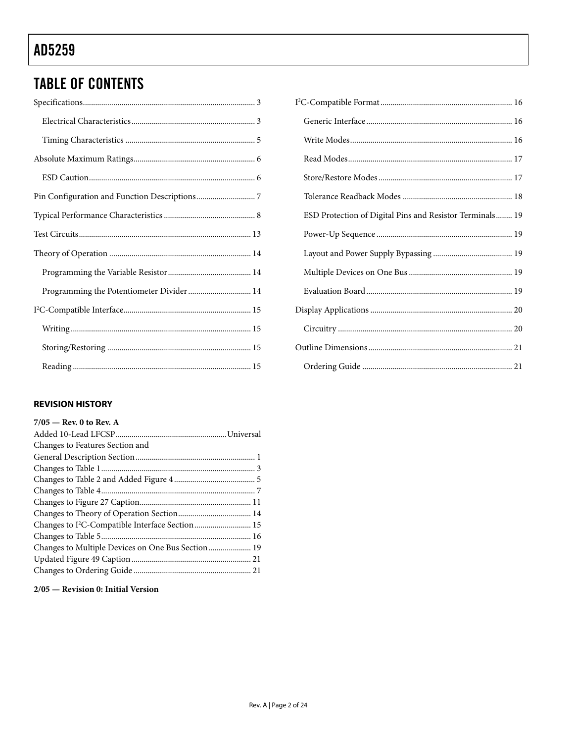## TABLE OF CONTENTS

Specifications .... 3

- Electrical Characteristics .... 3
- Timing Characteristics .... 5

Absolute Maximum Ratings .... 6

- ESD Caution .... 6

Pin Configuration and Function Descriptions .... 7

Typical Performance Characteristics .... 8

Test Circuits .... 13

Theory of Operation .... 14

- Programming the Variable Resistor .... 14
- Programming the Potentiometer Divider .... 14

I²C-Compatible Interface .... 15

- Writing .... 15
- Storing/Restoring .... 15
- Reading .... 15

I²C-Compatible Format .... 16

- Generic Interface .... 16
- Write Modes .... 16
- Read Modes .... 17
- Store/Restore Modes .... 17
- Tolerance Readback Modes .... 18
- ESD Protection of Digital Pins and Resistor Terminals .... 19
- Power-Up Sequence .... 19
- Layout and Power Supply Bypassing .... 19
- Multiple Devices on One Bus .... 19
- Evaluation Board .... 19

Display Applications .... 20

- Circuitry .... 20

Outline Dimensions .... 21

- Ordering Guide .... 21

### REVISION HISTORY

**7/05 — Rev. 0 to Rev. A**

Added 10-Lead LFCSP .... Universal
Changes to Features Section and
General Description Section .... 1
Changes to Table 1 .... 3
Changes to Table 2 and Added Figure 4 .... 5
Changes to Table 4 .... 7
Changes to Figure 27 Caption .... 11
Changes to Theory of Operation Section .... 14
Changes to I²C-Compatible Interface Section .... 15
Changes to Table 5 .... 16
Changes to Multiple Devices on One Bus Section .... 19
Updated Figure 49 Caption .... 21
Changes to Ordering Guide .... 21

**2/05 — Revision 0: Initial Version**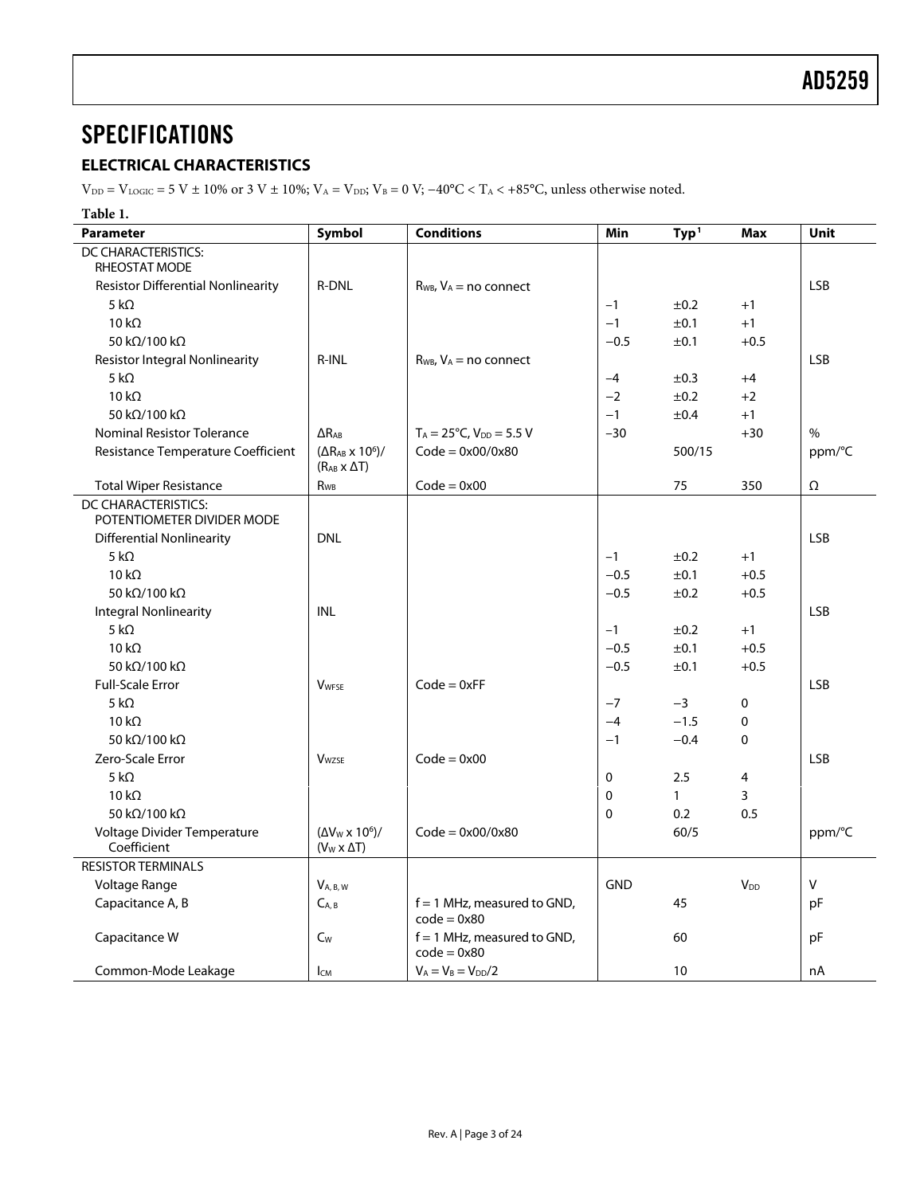// SPECIFICATIONS

## ELECTRICAL CHARACTERISTICS

$V_{DD} = V_{LOGIC} = 5\ V \pm 10\%$ or $3\ V \pm 10\%$; $V_A = V_{DD}$; $V_B = 0\ V$; $-40°C < T_A < +85°C$, unless otherwise noted.

**Table 1.**

| Parameter | Symbol | Conditions | Min | Typ[1] | Max | Unit |
|---|---|---|---|---|---|---|
| DC CHARACTERISTICS: RHEOSTAT MODE | | | | | | |
| Resistor Differential Nonlinearity | R-DNL | $R_{WB}$, $V_A$ = no connect | | | | LSB |
| 5 kΩ | | | −1 | ±0.2 | +1 | |
| 10 kΩ | | | −1 | ±0.1 | +1 | |
| 50 kΩ/100 kΩ | | | −0.5 | ±0.1 | +0.5 | |
| Resistor Integral Nonlinearity | R-INL | $R_{WB}$, $V_A$ = no connect | | | | LSB |
| 5 kΩ | | | −4 | ±0.3 | +4 | |
| 10 kΩ | | | −2 | ±0.2 | +2 | |
| 50 kΩ/100 kΩ | | | −1 | ±0.4 | +1 | |
| Nominal Resistor Tolerance | $\Delta R_{AB}$ | $T_A = 25°C$, $V_{DD} = 5.5\ V$ | −30 | | +30 | % |
| Resistance Temperature Coefficient | $(\Delta R_{AB} \times 10^6)/(R_{AB} \times \Delta T)$ | Code = 0x00/0x80 | | 500/15 | | ppm/°C |
| Total Wiper Resistance | $R_{WB}$ | Code = 0x00 | | 75 | 350 | Ω |
| DC CHARACTERISTICS: POTENTIOMETER DIVIDER MODE | | | | | | |
| Differential Nonlinearity | DNL | | | | | LSB |
| 5 kΩ | | | −1 | ±0.2 | +1 | |
| 10 kΩ | | | −0.5 | ±0.1 | +0.5 | |
| 50 kΩ/100 kΩ | | | −0.5 | ±0.2 | +0.5 | |
| Integral Nonlinearity | INL | | | | | LSB |
| 5 kΩ | | | −1 | ±0.2 | +1 | |
| 10 kΩ | | | −0.5 | ±0.1 | +0.5 | |
| 50 kΩ/100 kΩ | | | −0.5 | ±0.1 | +0.5 | |
| Full-Scale Error | $V_{WFSE}$ | Code = 0xFF | | | | LSB |
| 5 kΩ | | | −7 | −3 | 0 | |
| 10 kΩ | | | −4 | −1.5 | 0 | |
| 50 kΩ/100 kΩ | | | −1 | −0.4 | 0 | |
| Zero-Scale Error | $V_{WZSE}$ | Code = 0x00 | | | | LSB |
| 5 kΩ | | | 0 | 2.5 | 4 | |
| 10 kΩ | | | 0 | 1 | 3 | |
| 50 kΩ/100 kΩ | | | 0 | 0.2 | 0.5 | |
| Voltage Divider Temperature Coefficient | $(\Delta V_W \times 10^6)/(V_W \times \Delta T)$ | Code = 0x00/0x80 | | 60/5 | | ppm/°C |
| RESISTOR TERMINALS | | | | | | |
| Voltage Range | $V_{A, B, W}$ | | GND | | $V_{DD}$ | V |
| Capacitance A, B | $C_{A, B}$ | f = 1 MHz, measured to GND, code = 0x80 | | 45 | | pF |
| Capacitance W | $C_W$ | f = 1 MHz, measured to GND, code = 0x80 | | 60 | | pF |
| Common-Mode Leakage | $I_{CM}$ | $V_A = V_B = V_{DD}/2$ | | 10 | | nA |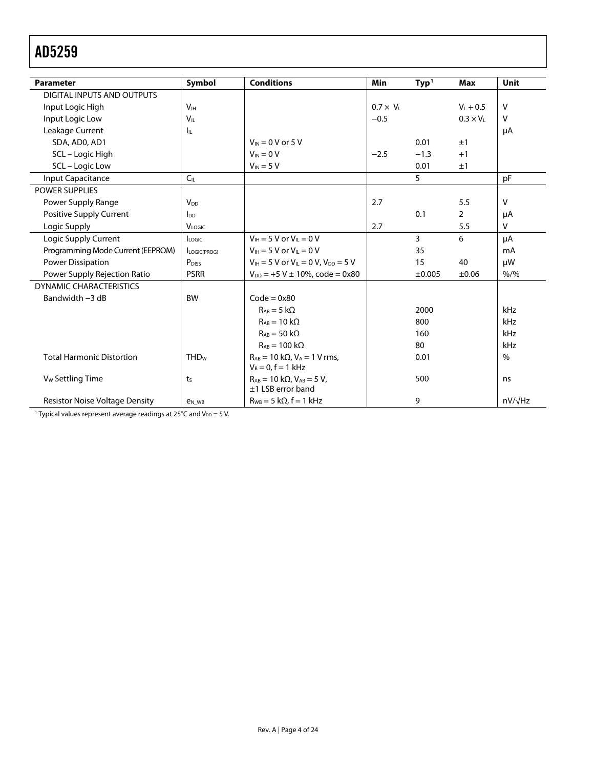| Parameter | Symbol | Conditions | Min | Typ[1] | Max | Unit |
|---|---|---|---|---|---|---|
| DIGITAL INPUTS AND OUTPUTS | | | | | | |
| Input Logic High | $V_{IH}$ | | $0.7 \times V_L$ | | $V_L + 0.5$ | V |
| Input Logic Low | $V_{IL}$ | | −0.5 | | $0.3 \times V_L$ | V |
| Leakage Current | $I_{IL}$ | | | | | μA |
| SDA, AD0, AD1 | | $V_{IN}$ = 0 V or 5 V | | 0.01 | ±1 | |
| SCL – Logic High | | $V_{IN}$ = 0 V | −2.5 | −1.3 | +1 | |
| SCL – Logic Low | | $V_{IN}$ = 5 V | | 0.01 | ±1 | |
| Input Capacitance | $C_{IL}$ | | | 5 | | pF |
| POWER SUPPLIES | | | | | | |
| Power Supply Range | $V_{DD}$ | | 2.7 | | 5.5 | V |
| Positive Supply Current | $I_{DD}$ | | | 0.1 | 2 | μA |
| Logic Supply | $V_{LOGIC}$ | | 2.7 | | 5.5 | V |
| Logic Supply Current | $I_{LOGIC}$ | $V_{IH}$ = 5 V or $V_{IL}$ = 0 V | | 3 | 6 | μA |
| Programming Mode Current (EEPROM) | $I_{LOGIC(PROG)}$ | $V_{IH}$ = 5 V or $V_{IL}$ = 0 V | | 35 | | mA |
| Power Dissipation | $P_{DISS}$ | $V_{IH}$ = 5 V or $V_{IL}$ = 0 V, $V_{DD}$ = 5 V | | 15 | 40 | μW |
| Power Supply Rejection Ratio | PSRR | $V_{DD}$ = +5 V ± 10%, code = 0x80 | | ±0.005 | ±0.06 | %/% |
| DYNAMIC CHARACTERISTICS | | | | | | |
| Bandwidth −3 dB | BW | Code = 0x80 | | | | |
| | | $R_{AB}$ = 5 kΩ | | 2000 | | kHz |
| | | $R_{AB}$ = 10 kΩ | | 800 | | kHz |
| | | $R_{AB}$ = 50 kΩ | | 160 | | kHz |
| | | $R_{AB}$ = 100 kΩ | | 80 | | kHz |
| Total Harmonic Distortion | $THD_W$ | $R_{AB}$ = 10 kΩ, $V_A$ = 1 V rms, $V_B$ = 0, f = 1 kHz | | 0.01 | | % |
| $V_W$ Settling Time | $t_S$ | $R_{AB}$ = 10 kΩ, $V_{AB}$ = 5 V, ±1 LSB error band | | 500 | | ns |
| Resistor Noise Voltage Density | $e_{N\_WB}$ | $R_{WB}$ = 5 kΩ, f = 1 kHz | | 9 | | nV/√Hz |

[1] Typical values represent average readings at 25°C and $V_{DD}$ = 5 V.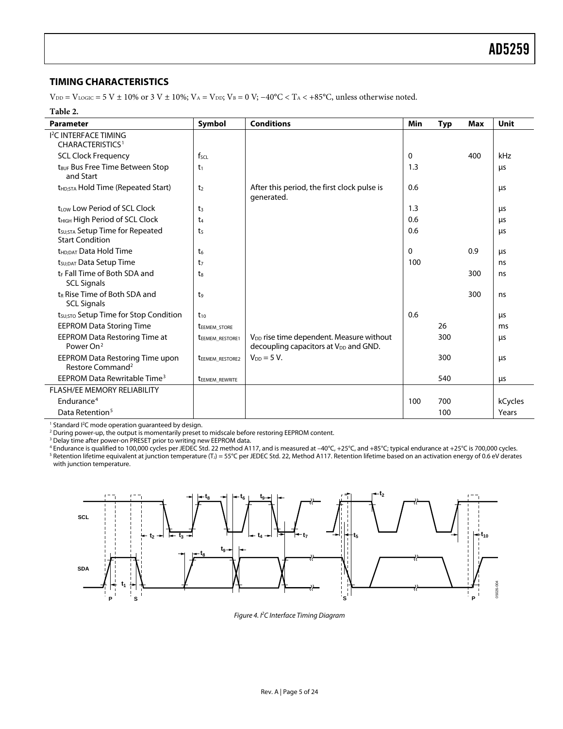## TIMING CHARACTERISTICS

$V_{DD} = V_{LOGIC} = 5\ V \pm 10\%$ or $3\ V \pm 10\%$; $V_A = V_{DD}$; $V_B = 0\ V$; $-40°C < T_A < +85°C$, unless otherwise noted.

**Table 2.**

| Parameter | Symbol | Conditions | Min | Typ | Max | Unit |
|---|---|---|---|---|---|---|
| I²C INTERFACE TIMING CHARACTERISTICS[1] | | | | | | |
| SCL Clock Frequency | $f_{SCL}$ | | 0 | | 400 | kHz |
| $t_{BUF}$ Bus Free Time Between Stop and Start | $t_1$ | | 1.3 | | | µs |
| $t_{HD;STA}$ Hold Time (Repeated Start) | $t_2$ | After this period, the first clock pulse is generated. | 0.6 | | | µs |
| $t_{LOW}$ Low Period of SCL Clock | $t_3$ | | 1.3 | | | µs |
| $t_{HIGH}$ High Period of SCL Clock | $t_4$ | | 0.6 | | | µs |
| $t_{SU;STA}$ Setup Time for Repeated Start Condition | $t_5$ | | 0.6 | | | µs |
| $t_{HD;DAT}$ Data Hold Time | $t_6$ | | 0 | | 0.9 | µs |
| $t_{SU;DAT}$ Data Setup Time | $t_7$ | | 100 | | | ns |
| $t_F$ Fall Time of Both SDA and SCL Signals | $t_8$ | | | | 300 | ns |
| $t_R$ Rise Time of Both SDA and SCL Signals | $t_9$ | | | | 300 | ns |
| $t_{SU;STO}$ Setup Time for Stop Condition | $t_{10}$ | | 0.6 | | | µs |
| EEPROM Data Storing Time | $t_{EEMEM\_STORE}$ | | | 26 | | ms |
| EEPROM Data Restoring Time at Power On[2] | $t_{EEMEM\_RESTORE1}$ | $V_{DD}$ rise time dependent. Measure without decoupling capacitors at $V_{DD}$ and GND. | | 300 | | µs |
| EEPROM Data Restoring Time upon Restore Command[2] | $t_{EEMEM\_RESTORE2}$ | $V_{DD} = 5\ V$. | | 300 | | µs |
| EEPROM Data Rewritable Time[3] | $t_{EEMEM\_REWRITE}$ | | | 540 | | µs |
| FLASH/EE MEMORY RELIABILITY | | | | | | |
| Endurance[4] | | | 100 | 700 | | kCycles |
| Data Retention[5] | | | | 100 | | Years |

[1] Standard I²C mode operation guaranteed by design.
[2] During power-up, the output is momentarily preset to midscale before restoring EEPROM content.
[3] Delay time after power-on PRESET prior to writing new EEPROM data.
[4] Endurance is qualified to 100,000 cycles per JEDEC Std. 22 method A117, and is measured at −40°C, +25°C, and +85°C; typical endurance at +25°C is 700,000 cycles.
[5] Retention lifetime equivalent at junction temperature ($T_J$) = 55°C per JEDEC Std. 22, Method A117. Retention lifetime based on an activation energy of 0.6 eV derates with junction temperature.

*Figure 4. I²C Interface Timing Diagram*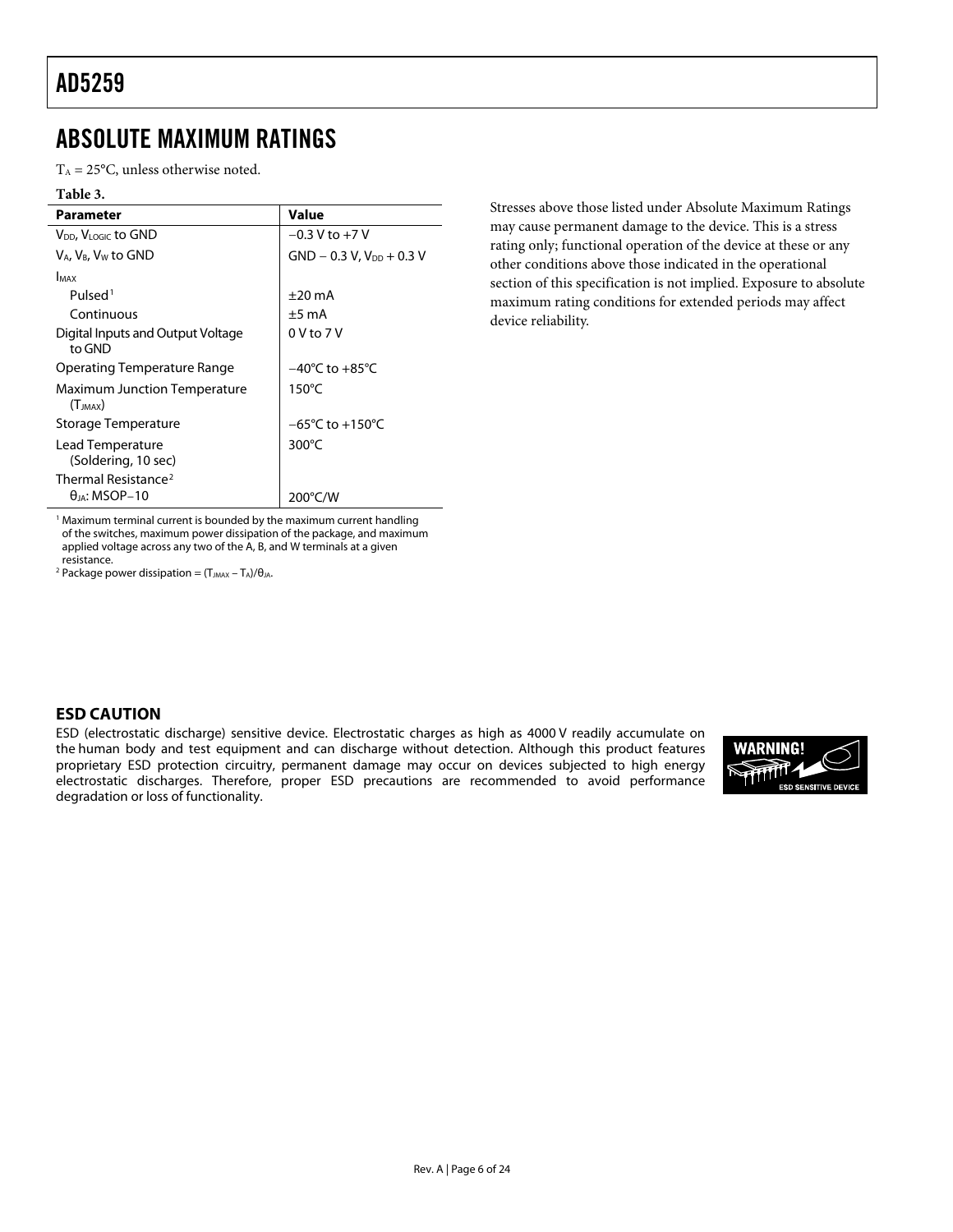## ABSOLUTE MAXIMUM RATINGS

$T_A$ = 25°C, unless otherwise noted.

**Table 3.**

| Parameter | Value |
|---|---|
| $V_{DD}$, $V_{LOGIC}$ to GND | −0.3 V to +7 V |
| $V_A$, $V_B$, $V_W$ to GND | GND − 0.3 V, $V_{DD}$ + 0.3 V |
| $I_{MAX}$ | |
| Pulsed[1] | ±20 mA |
| Continuous | ±5 mA |
| Digital Inputs and Output Voltage to GND | 0 V to 7 V |
| Operating Temperature Range | −40°C to +85°C |
| Maximum Junction Temperature ($T_{JMAX}$) | 150°C |
| Storage Temperature | −65°C to +150°C |
| Lead Temperature (Soldering, 10 sec) | 300°C |
| Thermal Resistance[2] | |
| $\theta_{JA}$: MSOP−10 | 200°C/W |

[1] Maximum terminal current is bounded by the maximum current handling of the switches, maximum power dissipation of the package, and maximum applied voltage across any two of the A, B, and W terminals at a given resistance.

[2] Package power dissipation = $(T_{JMAX} - T_A)/\theta_{JA}$.

Stresses above those listed under Absolute Maximum Ratings may cause permanent damage to the device. This is a stress rating only; functional operation of the device at these or any other conditions above those indicated in the operational section of this specification is not implied. Exposure to absolute maximum rating conditions for extended periods may affect device reliability.

### ESD CAUTION

ESD (electrostatic discharge) sensitive device. Electrostatic charges as high as 4000 V readily accumulate on the human body and test equipment and can discharge without detection. Although this product features proprietary ESD protection circuitry, permanent damage may occur on devices subjected to high energy electrostatic discharges. Therefore, proper ESD precautions are recommended to avoid performance degradation or loss of functionality.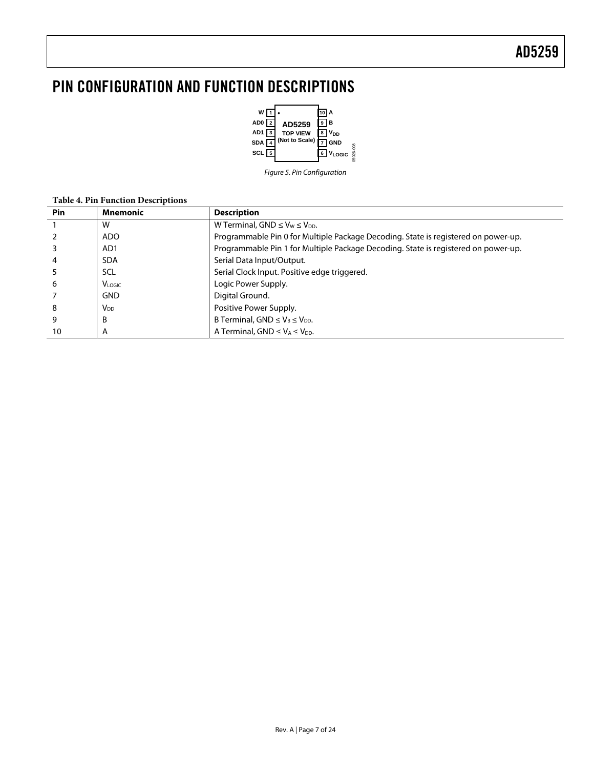# PIN CONFIGURATION AND FUNCTION DESCRIPTIONS

Figure 5. Pin Configuration

**Table 4. Pin Function Descriptions**

| Pin | Mnemonic | Description |
|---|---|---|
| 1 | W | W Terminal, GND ≤ $V_W$ ≤ $V_{DD}$. |
| 2 | AD0 | Programmable Pin 0 for Multiple Package Decoding. State is registered on power-up. |
| 3 | AD1 | Programmable Pin 1 for Multiple Package Decoding. State is registered on power-up. |
| 4 | SDA | Serial Data Input/Output. |
| 5 | SCL | Serial Clock Input. Positive edge triggered. |
| 6 | $V_{LOGIC}$ | Logic Power Supply. |
| 7 | GND | Digital Ground. |
| 8 | $V_{DD}$ | Positive Power Supply. |
| 9 | B | B Terminal, GND ≤ $V_B$ ≤ $V_{DD}$. |
| 10 | A | A Terminal, GND ≤ $V_A$ ≤ $V_{DD}$. |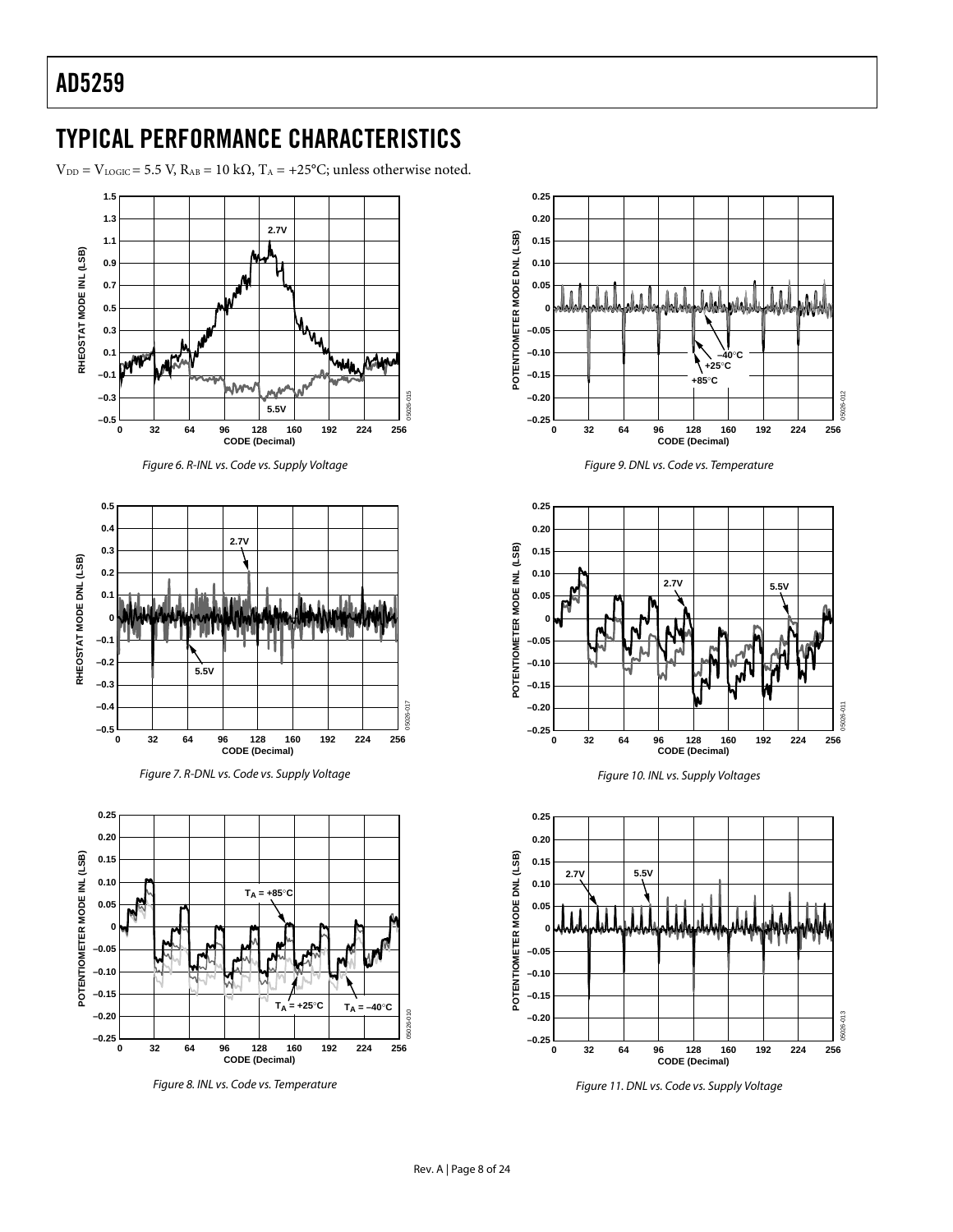## TYPICAL PERFORMANCE CHARACTERISTICS

$V_{DD} = V_{LOGIC} = 5.5\ V$, $R_{AB} = 10\ k\Omega$, $T_A = +25°C$; unless otherwise noted.

*Figure 6. R-INL vs. Code vs. Supply Voltage*

*Figure 7. R-DNL vs. Code vs. Supply Voltage*

*Figure 8. INL vs. Code vs. Temperature*

*Figure 9. DNL vs. Code vs. Temperature*

*Figure 10. INL vs. Supply Voltages*

*Figure 11. DNL vs. Code vs. Supply Voltage*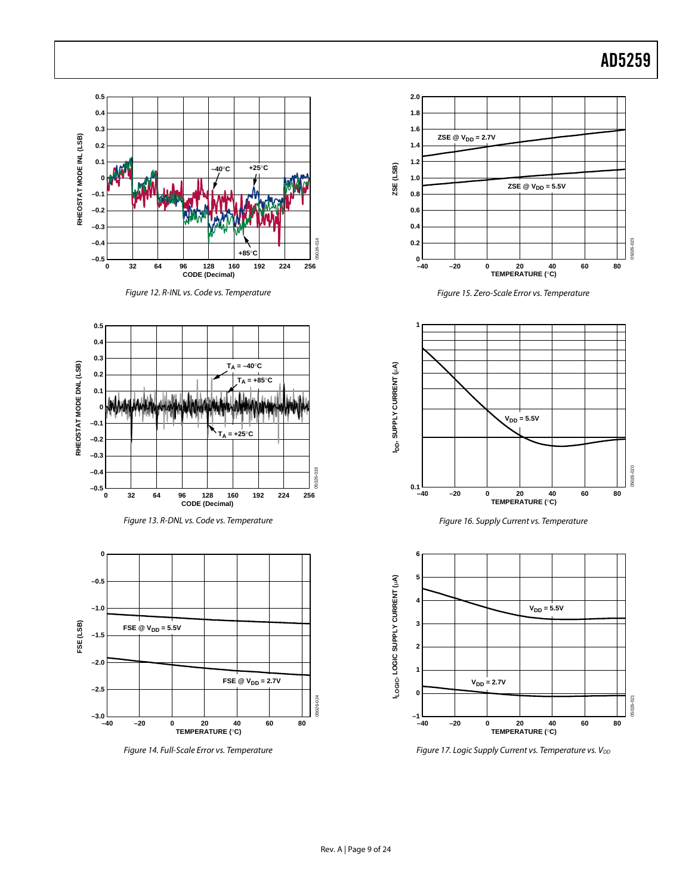Figure 12. R-INL vs. Code vs. Temperature

Figure 13. R-DNL vs. Code vs. Temperature

Figure 14. Full-Scale Error vs. Temperature

Figure 15. Zero-Scale Error vs. Temperature

Figure 16. Supply Current vs. Temperature

Figure 17. Logic Supply Current vs. Temperature vs. $V_{DD}$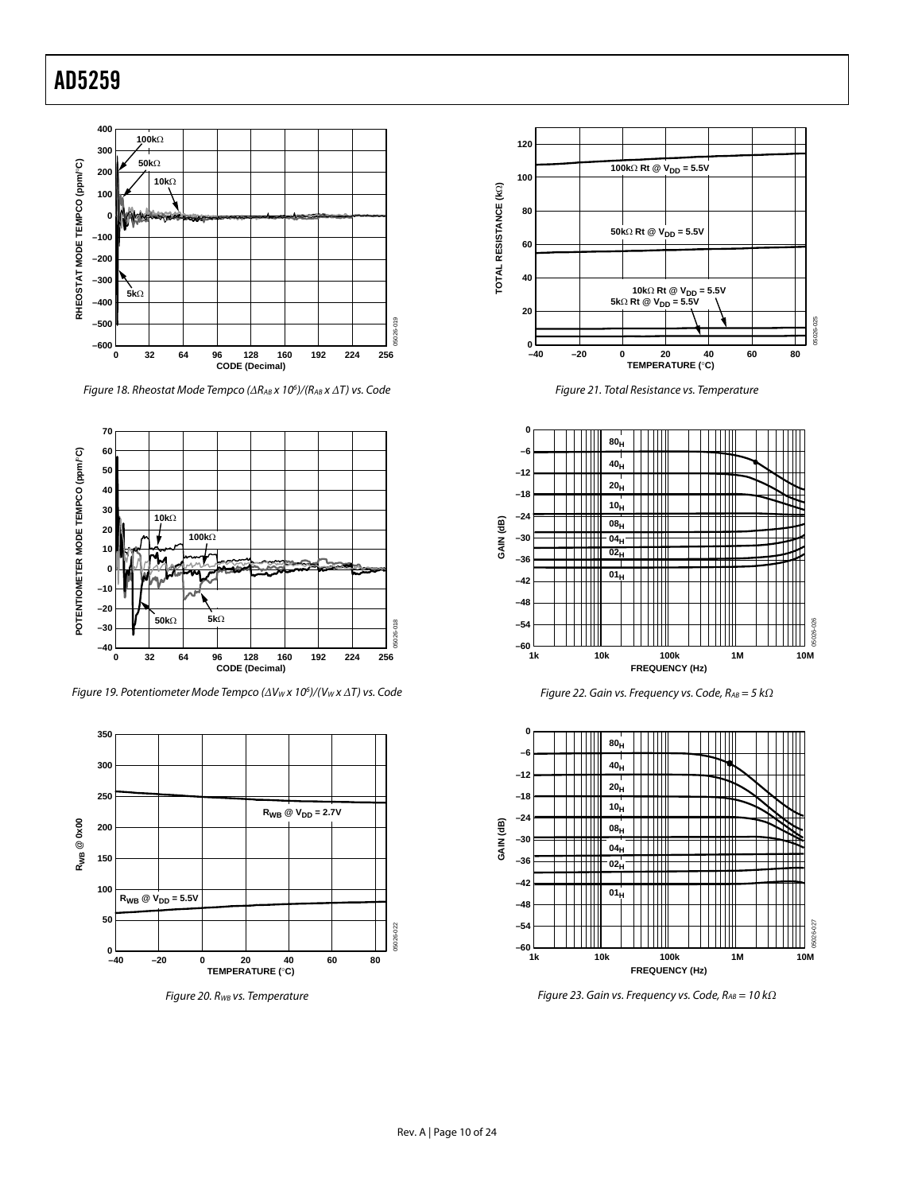Figure 18. Rheostat Mode Tempco ($\Delta R_{AB} \times 10^6)/(R_{AB} \times \Delta T)$ vs. Code

Figure 19. Potentiometer Mode Tempco ($\Delta V_W \times 10^6)/(V_W \times \Delta T)$ vs. Code

Figure 20. $R_{WB}$ vs. Temperature

Figure 21. Total Resistance vs. Temperature

Figure 22. Gain vs. Frequency vs. Code, $R_{AB}$ = 5 kΩ

Figure 23. Gain vs. Frequency vs. Code, $R_{AB}$ = 10 kΩ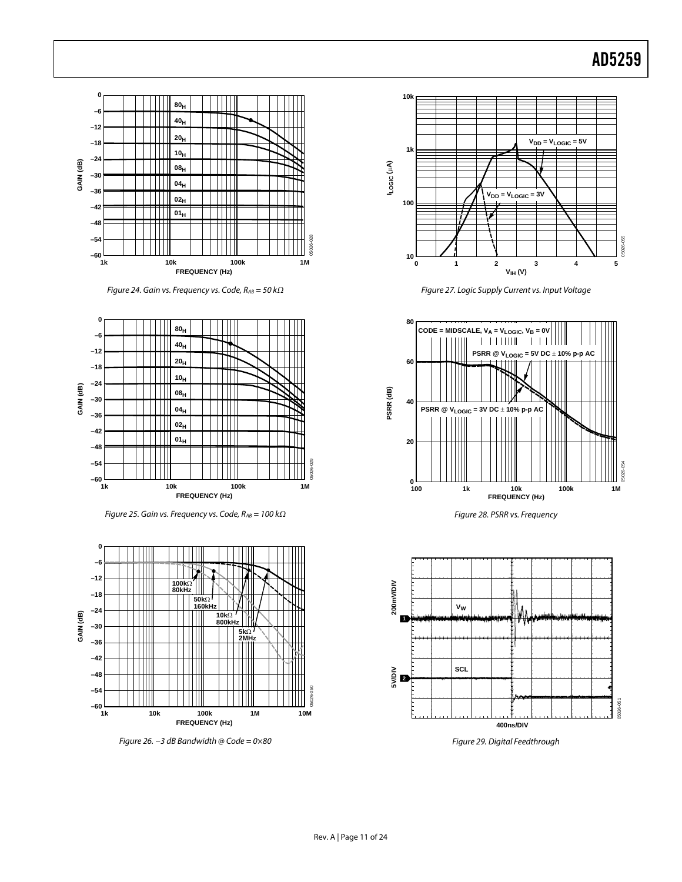Figure 24. Gain vs. Frequency vs. Code, $R_{AB}$ = 50 kΩ

Figure 25. Gain vs. Frequency vs. Code, $R_{AB}$ = 100 kΩ

Figure 26. −3 dB Bandwidth @ Code = 0×80

Figure 27. Logic Supply Current vs. Input Voltage

Figure 28. PSRR vs. Frequency

Figure 29. Digital Feedthrough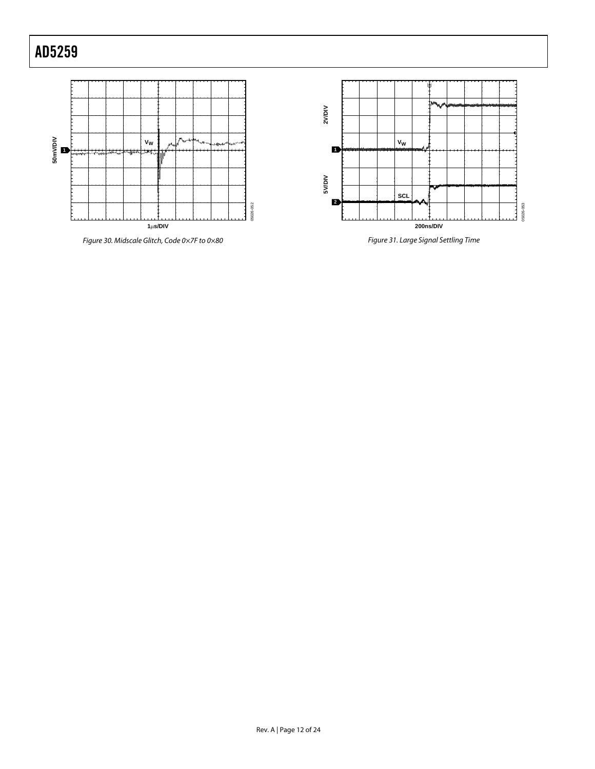Figure 30. Midscale Glitch, Code 0×7F to 0×80

Figure 31. Large Signal Settling Time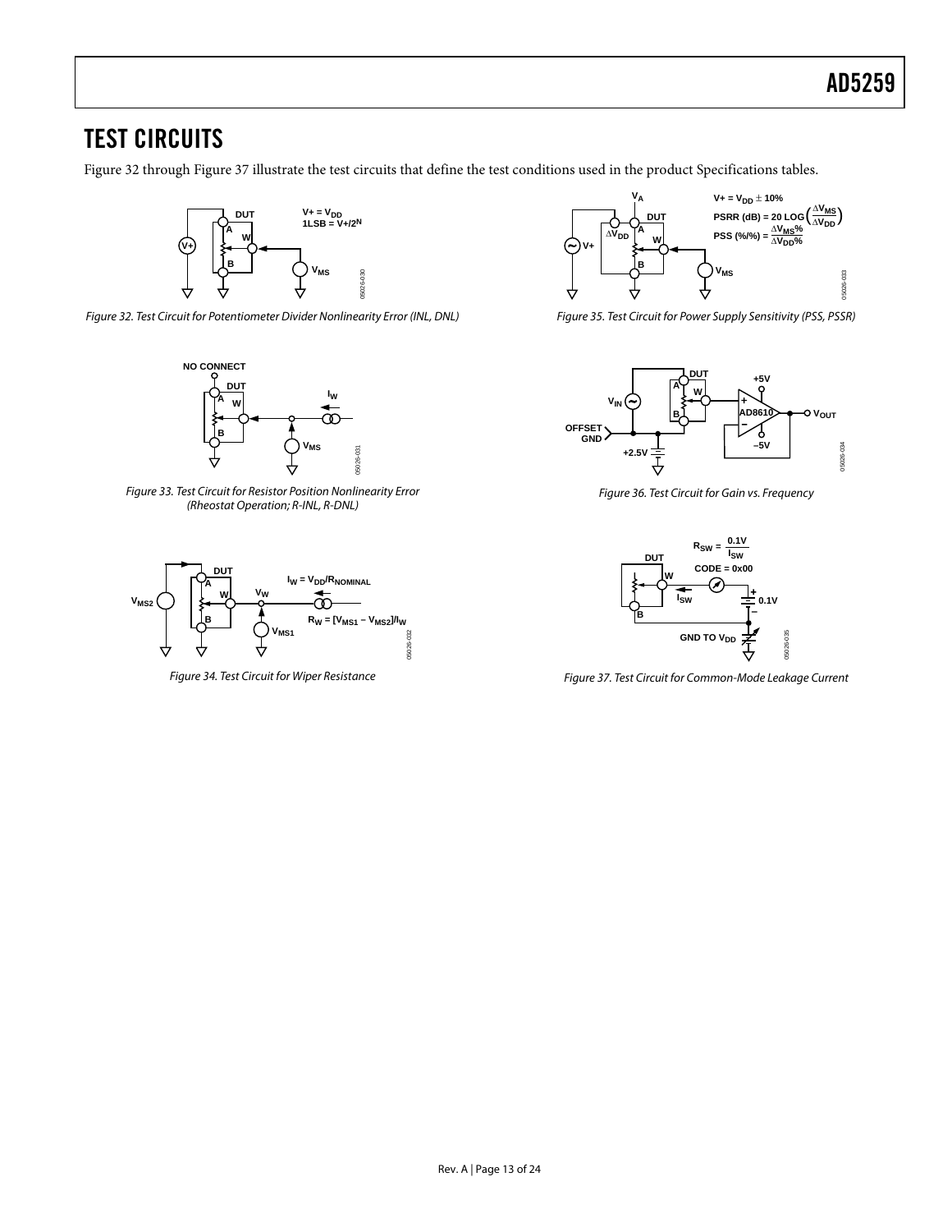# TEST CIRCUITS

Figure 32 through Figure 37 illustrate the test circuits that define the test conditions used in the product Specifications tables.

Figure 32. Test Circuit for Potentiometer Divider Nonlinearity Error (INL, DNL)

Figure 33. Test Circuit for Resistor Position Nonlinearity Error (Rheostat Operation; R-INL, R-DNL)

Figure 34. Test Circuit for Wiper Resistance

Figure 35. Test Circuit for Power Supply Sensitivity (PSS, PSSR)

Figure 36. Test Circuit for Gain vs. Frequency

Figure 37. Test Circuit for Common-Mode Leakage Current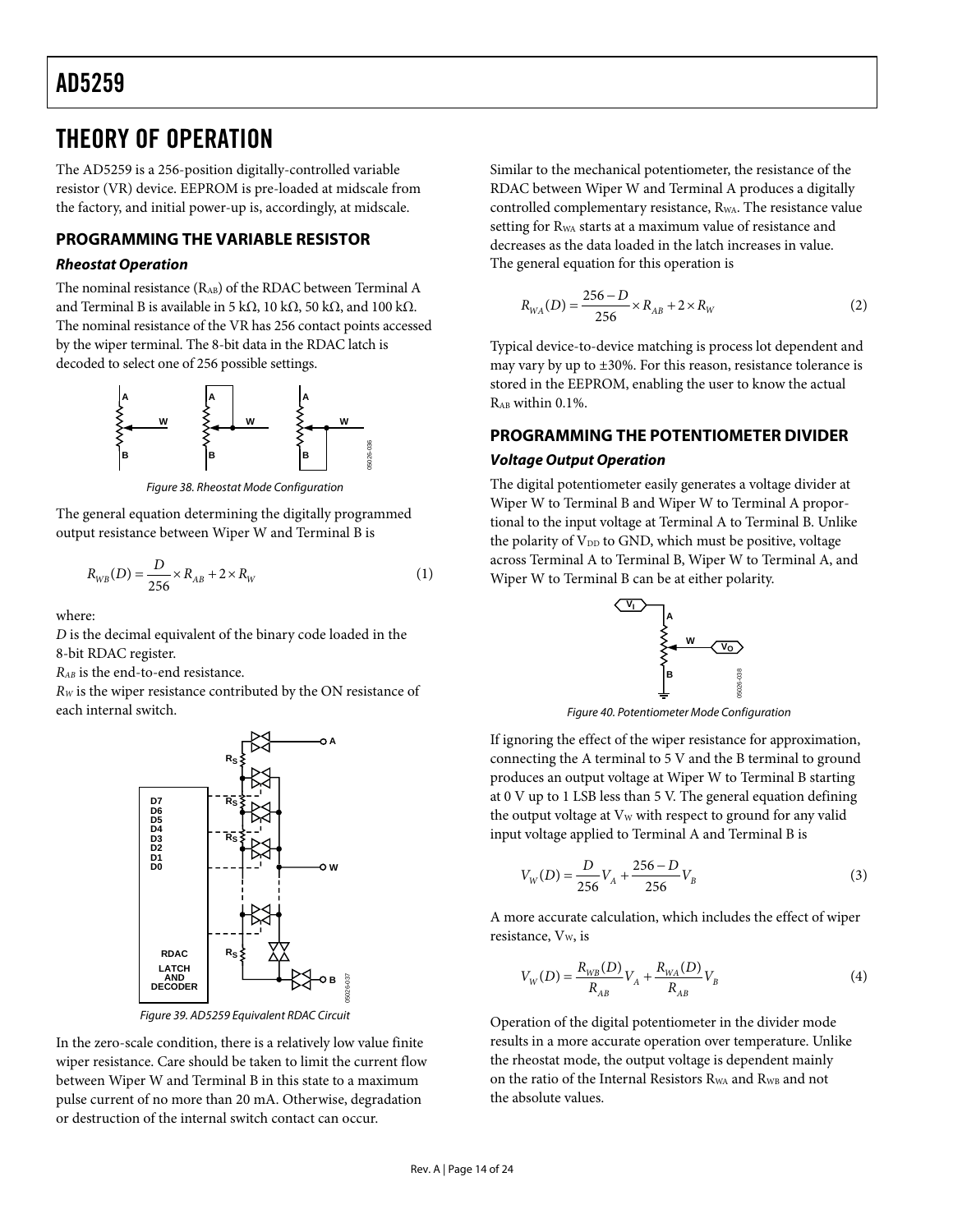# THEORY OF OPERATION

The AD5259 is a 256-position digitally-controlled variable resistor (VR) device. EEPROM is pre-loaded at midscale from the factory, and initial power-up is, accordingly, at midscale.

## PROGRAMMING THE VARIABLE RESISTOR

### Rheostat Operation

The nominal resistance ($R_{AB}$) of the RDAC between Terminal A and Terminal B is available in 5 kΩ, 10 kΩ, 50 kΩ, and 100 kΩ. The nominal resistance of the VR has 256 contact points accessed by the wiper terminal. The 8-bit data in the RDAC latch is decoded to select one of 256 possible settings.

*Figure 38. Rheostat Mode Configuration*

The general equation determining the digitally programmed output resistance between Wiper W and Terminal B is

$$R_{WB}(D) = \frac{D}{256} \times R_{AB} + 2 \times R_W \tag{1}$$

where:
*D* is the decimal equivalent of the binary code loaded in the 8-bit RDAC register.
$R_{AB}$ is the end-to-end resistance.
$R_W$ is the wiper resistance contributed by the ON resistance of each internal switch.

*Figure 39. AD5259 Equivalent RDAC Circuit*

In the zero-scale condition, there is a relatively low value finite wiper resistance. Care should be taken to limit the current flow between Wiper W and Terminal B in this state to a maximum pulse current of no more than 20 mA. Otherwise, degradation or destruction of the internal switch contact can occur.

Similar to the mechanical potentiometer, the resistance of the RDAC between Wiper W and Terminal A produces a digitally controlled complementary resistance, $R_{WA}$. The resistance value setting for $R_{WA}$ starts at a maximum value of resistance and decreases as the data loaded in the latch increases in value. The general equation for this operation is

$$R_{WA}(D) = \frac{256 - D}{256} \times R_{AB} + 2 \times R_W \tag{2}$$

Typical device-to-device matching is process lot dependent and may vary by up to ±30%. For this reason, resistance tolerance is stored in the EEPROM, enabling the user to know the actual $R_{AB}$ within 0.1%.

## PROGRAMMING THE POTENTIOMETER DIVIDER

### Voltage Output Operation

The digital potentiometer easily generates a voltage divider at Wiper W to Terminal B and Wiper W to Terminal A proportional to the input voltage at Terminal A to Terminal B. Unlike the polarity of $V_{DD}$ to GND, which must be positive, voltage across Terminal A to Terminal B, Wiper W to Terminal A, and Wiper W to Terminal B can be at either polarity.

*Figure 40. Potentiometer Mode Configuration*

If ignoring the effect of the wiper resistance for approximation, connecting the A terminal to 5 V and the B terminal to ground produces an output voltage at Wiper W to Terminal B starting at 0 V up to 1 LSB less than 5 V. The general equation defining the output voltage at $V_W$ with respect to ground for any valid input voltage applied to Terminal A and Terminal B is

$$V_W(D) = \frac{D}{256} V_A + \frac{256 - D}{256} V_B \tag{3}$$

A more accurate calculation, which includes the effect of wiper resistance, $V_W$, is

$$V_W(D) = \frac{R_{WB}(D)}{R_{AB}} V_A + \frac{R_{WA}(D)}{R_{AB}} V_B \tag{4}$$

Operation of the digital potentiometer in the divider mode results in a more accurate operation over temperature. Unlike the rheostat mode, the output voltage is dependent mainly on the ratio of the Internal Resistors $R_{WA}$ and $R_{WB}$ and not the absolute values.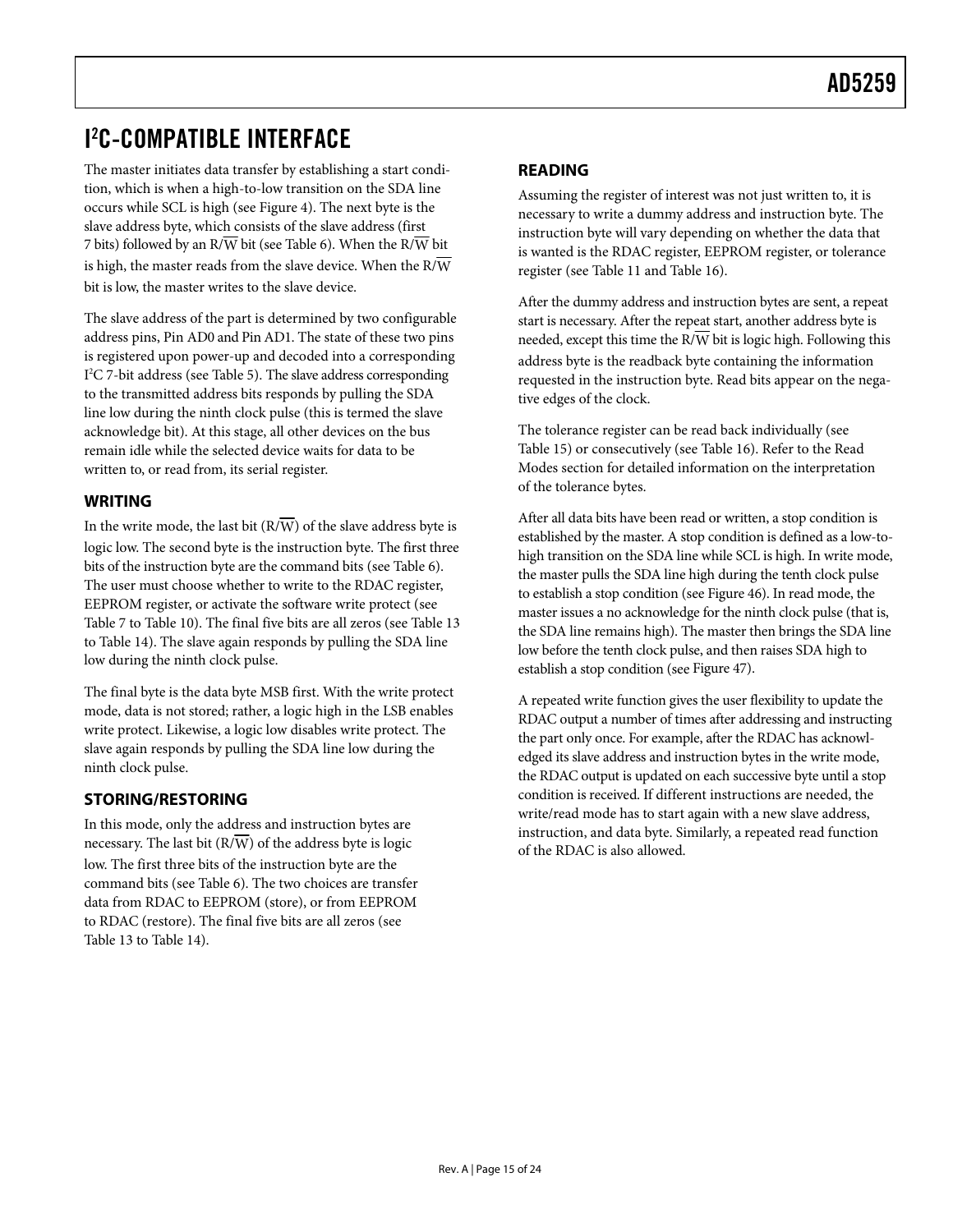# I²C-COMPATIBLE INTERFACE

The master initiates data transfer by establishing a start condition, which is when a high-to-low transition on the SDA line occurs while SCL is high (see Figure 4). The next byte is the slave address byte, which consists of the slave address (first 7 bits) followed by an R/$\overline{W}$ bit (see Table 6). When the R/$\overline{W}$ bit is high, the master reads from the slave device. When the R/$\overline{W}$ bit is low, the master writes to the slave device.

The slave address of the part is determined by two configurable address pins, Pin AD0 and Pin AD1. The state of these two pins is registered upon power-up and decoded into a corresponding I²C 7-bit address (see Table 5). The slave address corresponding to the transmitted address bits responds by pulling the SDA line low during the ninth clock pulse (this is termed the slave acknowledge bit). At this stage, all other devices on the bus remain idle while the selected device waits for data to be written to, or read from, its serial register.

## WRITING

In the write mode, the last bit (R/$\overline{W}$) of the slave address byte is logic low. The second byte is the instruction byte. The first three bits of the instruction byte are the command bits (see Table 6). The user must choose whether to write to the RDAC register, EEPROM register, or activate the software write protect (see Table 7 to Table 10). The final five bits are all zeros (see Table 13 to Table 14). The slave again responds by pulling the SDA line low during the ninth clock pulse.

The final byte is the data byte MSB first. With the write protect mode, data is not stored; rather, a logic high in the LSB enables write protect. Likewise, a logic low disables write protect. The slave again responds by pulling the SDA line low during the ninth clock pulse.

## STORING/RESTORING

In this mode, only the address and instruction bytes are necessary. The last bit (R/$\overline{W}$) of the address byte is logic low. The first three bits of the instruction byte are the command bits (see Table 6). The two choices are transfer data from RDAC to EEPROM (store), or from EEPROM to RDAC (restore). The final five bits are all zeros (see Table 13 to Table 14).

## READING

Assuming the register of interest was not just written to, it is necessary to write a dummy address and instruction byte. The instruction byte will vary depending on whether the data that is wanted is the RDAC register, EEPROM register, or tolerance register (see Table 11 and Table 16).

After the dummy address and instruction bytes are sent, a repeat start is necessary. After the repeat start, another address byte is needed, except this time the R/$\overline{W}$ bit is logic high. Following this address byte is the readback byte containing the information requested in the instruction byte. Read bits appear on the negative edges of the clock.

The tolerance register can be read back individually (see Table 15) or consecutively (see Table 16). Refer to the Read Modes section for detailed information on the interpretation of the tolerance bytes.

After all data bits have been read or written, a stop condition is established by the master. A stop condition is defined as a low-to-high transition on the SDA line while SCL is high. In write mode, the master pulls the SDA line high during the tenth clock pulse to establish a stop condition (see Figure 46). In read mode, the master issues a no acknowledge for the ninth clock pulse (that is, the SDA line remains high). The master then brings the SDA line low before the tenth clock pulse, and then raises SDA high to establish a stop condition (see Figure 47).

A repeated write function gives the user flexibility to update the RDAC output a number of times after addressing and instructing the part only once. For example, after the RDAC has acknowledged its slave address and instruction bytes in the write mode, the RDAC output is updated on each successive byte until a stop condition is received. If different instructions are needed, the write/read mode has to start again with a new slave address, instruction, and data byte. Similarly, a repeated read function of the RDAC is also allowed.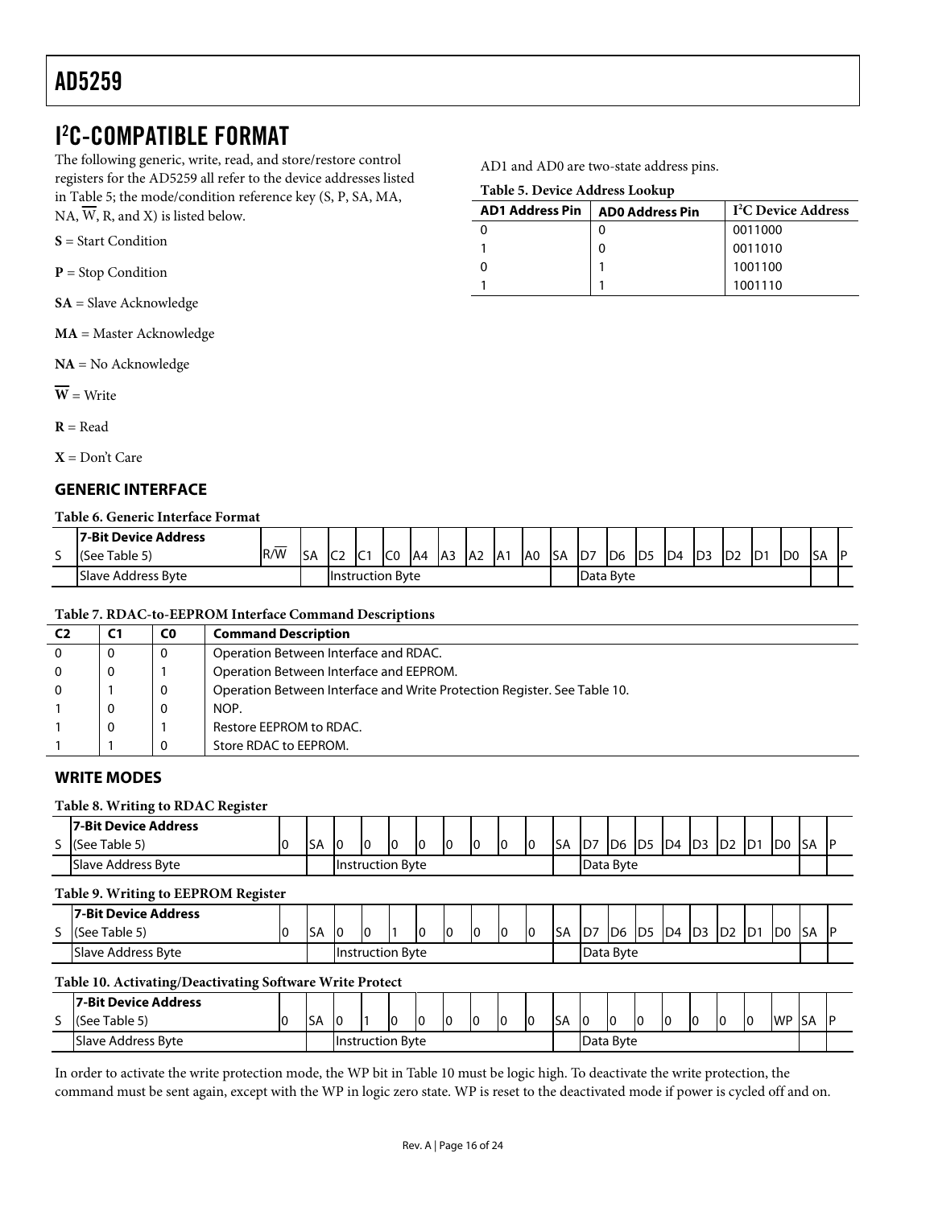## I²C-COMPATIBLE FORMAT

The following generic, write, read, and store/restore control registers for the AD5259 all refer to the device addresses listed in Table 5; the mode/condition reference key (S, P, SA, MA, NA, $\overline{W}$, R, and X) is listed below.

**S** = Start Condition

**P** = Stop Condition

**SA** = Slave Acknowledge

**MA** = Master Acknowledge

**NA** = No Acknowledge

$\overline{\mathbf{W}}$ = Write

**R** = Read

**X** = Don't Care

AD1 and AD0 are two-state address pins.

**Table 5. Device Address Lookup**

| AD1 Address Pin | AD0 Address Pin | I²C Device Address |
|---|---|---|
| 0 | 0 | 0011000 |
| 1 | 0 | 0011010 |
| 0 | 1 | 1001100 |
| 1 | 1 | 1001110 |

### GENERIC INTERFACE

**Table 6. Generic Interface Format**

| S | 7-Bit Device Address (See Table 5) | R/$\overline{W}$ | SA | C2 | C1 | C0 | A4 | A3 | A2 | A1 | A0 | SA | D7 | D6 | D5 | D4 | D3 | D2 | D1 | D0 | SA | P |
|---|---|---|---|---|---|---|---|---|---|---|---|---|---|---|---|---|---|---|---|---|---|---|
| | Slave Address Byte | | | Instruction Byte | | | | | | | | | Data Byte | | | | | | | | | |

**Table 7. RDAC-to-EEPROM Interface Command Descriptions**

| C2 | C1 | C0 | Command Description |
|---|---|---|---|
| 0 | 0 | 0 | Operation Between Interface and RDAC. |
| 0 | 0 | 1 | Operation Between Interface and EEPROM. |
| 0 | 1 | 0 | Operation Between Interface and Write Protection Register. See Table 10. |
| 1 | 0 | 0 | NOP. |
| 1 | 0 | 1 | Restore EEPROM to RDAC. |
| 1 | 1 | 0 | Store RDAC to EEPROM. |

### WRITE MODES

**Table 8. Writing to RDAC Register**

| S | 7-Bit Device Address (See Table 5) | 0 | SA | 0 | 0 | 0 | 0 | 0 | 0 | 0 | 0 | SA | D7 | D6 | D5 | D4 | D3 | D2 | D1 | D0 | SA | P |
|---|---|---|---|---|---|---|---|---|---|---|---|---|---|---|---|---|---|---|---|---|---|---|
| | Slave Address Byte | | | Instruction Byte | | | | | | | | | Data Byte | | | | | | | | | |

**Table 9. Writing to EEPROM Register**

| S | 7-Bit Device Address (See Table 5) | 0 | SA | 0 | 0 | 1 | 0 | 0 | 0 | 0 | 0 | SA | D7 | D6 | D5 | D4 | D3 | D2 | D1 | D0 | SA | P |
|---|---|---|---|---|---|---|---|---|---|---|---|---|---|---|---|---|---|---|---|---|---|---|
| | Slave Address Byte | | | Instruction Byte | | | | | | | | | Data Byte | | | | | | | | | |

**Table 10. Activating/Deactivating Software Write Protect**

| S | 7-Bit Device Address (See Table 5) | 0 | SA | 0 | 1 | 0 | 0 | 0 | 0 | 0 | 0 | SA | 0 | 0 | 0 | 0 | 0 | 0 | 0 | WP | SA | P |
|---|---|---|---|---|---|---|---|---|---|---|---|---|---|---|---|---|---|---|---|---|---|---|
| | Slave Address Byte | | | Instruction Byte | | | | | | | | | Data Byte | | | | | | | | | |

In order to activate the write protection mode, the WP bit in Table 10 must be logic high. To deactivate the write protection, the command must be sent again, except with the WP in logic zero state. WP is reset to the deactivated mode if power is cycled off and on.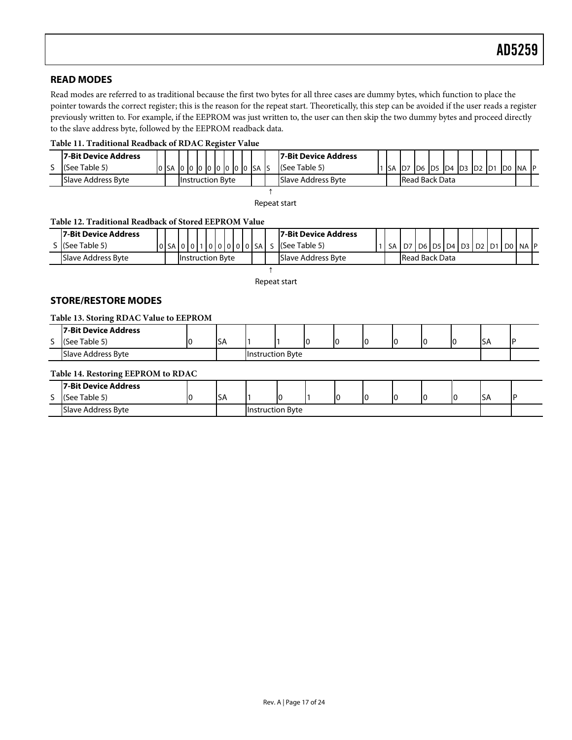## READ MODES

Read modes are referred to as traditional because the first two bytes for all three cases are dummy bytes, which function to place the pointer towards the correct register; this is the reason for the repeat start. Theoretically, this step can be avoided if the user reads a register previously written to. For example, if the EEPROM was just written to, the user can then skip the two dummy bytes and proceed directly to the slave address byte, followed by the EEPROM readback data.

**Table 11. Traditional Readback of RDAC Register Value**

| S | 7-Bit Device Address (See Table 5) | 0 | SA | 0 | 0 | 0 | 0 | 0 | 0 | 0 | 0 | SA | S | 7-Bit Device Address (See Table 5) | 1 | SA | D7 | D6 | D5 | D4 | D3 | D2 | D1 | D0 | NA | P |
|---|---|---|---|---|---|---|---|---|---|---|---|---|---|---|---|---|---|---|---|---|---|---|---|---|---|---|
| | Slave Address Byte | | | Instruction Byte | | | | | | | | | | Slave Address Byte | | | Read Back Data | | | | | | | | | |

↑ Repeat start

**Table 12. Traditional Readback of Stored EEPROM Value**

| S | 7-Bit Device Address (See Table 5) | 0 | SA | 0 | 0 | 1 | 0 | 0 | 0 | 0 | 0 | SA | S | 7-Bit Device Address (See Table 5) | 1 | SA | D7 | D6 | D5 | D4 | D3 | D2 | D1 | D0 | NA | P |
|---|---|---|---|---|---|---|---|---|---|---|---|---|---|---|---|---|---|---|---|---|---|---|---|---|---|---|
| | Slave Address Byte | | | Instruction Byte | | | | | | | | | | Slave Address Byte | | | Read Back Data | | | | | | | | | |

↑ Repeat start

## STORE/RESTORE MODES

**Table 13. Storing RDAC Value to EEPROM**

| S | 7-Bit Device Address (See Table 5) | 0 | SA | 1 | 1 | 0 | 0 | 0 | 0 | 0 | 0 | SA | P |
|---|---|---|---|---|---|---|---|---|---|---|---|---|---|
| | Slave Address Byte | | | Instruction Byte | | | | | | | | | |

**Table 14. Restoring EEPROM to RDAC**

| S | 7-Bit Device Address (See Table 5) | 0 | SA | 1 | 0 | 1 | 0 | 0 | 0 | 0 | 0 | SA | P |
|---|---|---|---|---|---|---|---|---|---|---|---|---|---|
| | Slave Address Byte | | | Instruction Byte | | | | | | | | | |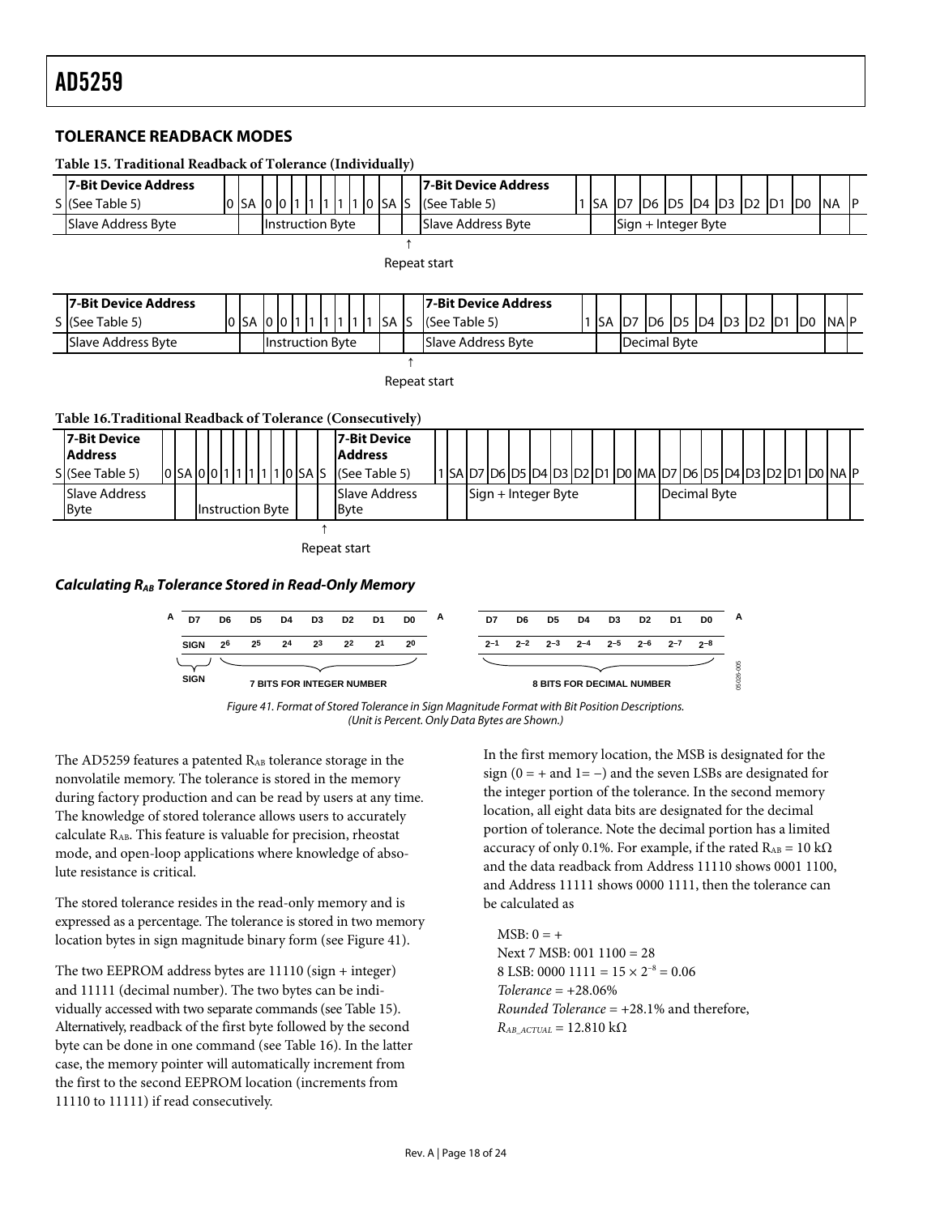## TOLERANCE READBACK MODES

**Table 15. Traditional Readback of Tolerance (Individually)**

| S | 7-Bit Device Address (See Table 5) | 0 | SA | 0 | 0 | 1 | 1 | 1 | 1 | 1 | 0 | SA | S | 7-Bit Device Address (See Table 5) | 1 | SA | D7 | D6 | D5 | D4 | D3 | D2 | D1 | D0 | NA | P |
|---|---|---|---|---|---|---|---|---|---|---|---|---|---|---|---|---|---|---|---|---|---|---|---|---|---|---|
| | Slave Address Byte | | | Instruction Byte | | | | | | | | | | Slave Address Byte | | | Sign + Integer Byte | | | | | | | | | |

↑ Repeat start

| S | 7-Bit Device Address (See Table 5) | 0 | SA | 0 | 0 | 1 | 1 | 1 | 1 | 1 | 1 | SA | S | 7-Bit Device Address (See Table 5) | 1 | SA | D7 | D6 | D5 | D4 | D3 | D2 | D1 | D0 | NA | P |
|---|---|---|---|---|---|---|---|---|---|---|---|---|---|---|---|---|---|---|---|---|---|---|---|---|---|---|
| | Slave Address Byte | | | Instruction Byte | | | | | | | | | | Slave Address Byte | | | Decimal Byte | | | | | | | | | |

↑ Repeat start

**Table 16. Traditional Readback of Tolerance (Consecutively)**

| S | 7-Bit Device Address (See Table 5) | 0 | SA | 0 | 0 | 1 | 1 | 1 | 1 | 1 | 0 | SA | S | 7-Bit Device Address (See Table 5) | 1 | SA | D7 | D6 | D5 | D4 | D3 | D2 | D1 | D0 | MA | D7 | D6 | D5 | D4 | D3 | D2 | D1 | D0 | NA | P |
|---|---|---|---|---|---|---|---|---|---|---|---|---|---|---|---|---|---|---|---|---|---|---|---|---|---|---|---|---|---|---|---|---|---|---|---|
| | Slave Address Byte | | | Instruction Byte | | | | | | | | | | Slave Address Byte | | | Sign + Integer Byte | | | | | | | | | Decimal Byte | | | | | | | | | |

↑ Repeat start

### *Calculating $R_{AB}$ Tolerance Stored in Read-Only Memory*

| A | D7 | D6 | D5 | D4 | D3 | D2 | D1 | D0 | A | D7 | D6 | D5 | D4 | D3 | D2 | D1 | D0 | A |
|---|---|---|---|---|---|---|---|---|---|---|---|---|---|---|---|---|---|---|
| | SIGN | $2^6$ | $2^5$ | $2^4$ | $2^3$ | $2^2$ | $2^1$ | $2^0$ | | $2^{-1}$ | $2^{-2}$ | $2^{-3}$ | $2^{-4}$ | $2^{-5}$ | $2^{-6}$ | $2^{-7}$ | $2^{-8}$ | |
| | SIGN | 7 BITS FOR INTEGER NUMBER | | | | | | | | 8 BITS FOR DECIMAL NUMBER | | | | | | | | |

*Figure 41. Format of Stored Tolerance in Sign Magnitude Format with Bit Position Descriptions. (Unit is Percent. Only Data Bytes are Shown.)*

The AD5259 features a patented $R_{AB}$ tolerance storage in the nonvolatile memory. The tolerance is stored in the memory during factory production and can be read by users at any time. The knowledge of stored tolerance allows users to accurately calculate $R_{AB}$. This feature is valuable for precision, rheostat mode, and open-loop applications where knowledge of absolute resistance is critical.

The stored tolerance resides in the read-only memory and is expressed as a percentage. The tolerance is stored in two memory location bytes in sign magnitude binary form (see Figure 41).

The two EEPROM address bytes are 11110 (sign + integer) and 11111 (decimal number). The two bytes can be individually accessed with two separate commands (see Table 15). Alternatively, readback of the first byte followed by the second byte can be done in one command (see Table 16). In the latter case, the memory pointer will automatically increment from the first to the second EEPROM location (increments from 11110 to 11111) if read consecutively.

In the first memory location, the MSB is designated for the sign (0 = + and 1= −) and the seven LSBs are designated for the integer portion of the tolerance. In the second memory location, all eight data bits are designated for the decimal portion of tolerance. Note the decimal portion has a limited accuracy of only 0.1%. For example, if the rated $R_{AB}$ = 10 kΩ and the data readback from Address 11110 shows 0001 1100, and Address 11111 shows 0000 1111, then the tolerance can be calculated as

MSB: 0 = +
Next 7 MSB: 001 1100 = 28
8 LSB: 0000 1111 = $15 \times 2^{-8}$ = 0.06
*Tolerance* = +28.06%
*Rounded Tolerance* = +28.1% and therefore,
$R_{AB\_ACTUAL}$ = 12.810 kΩ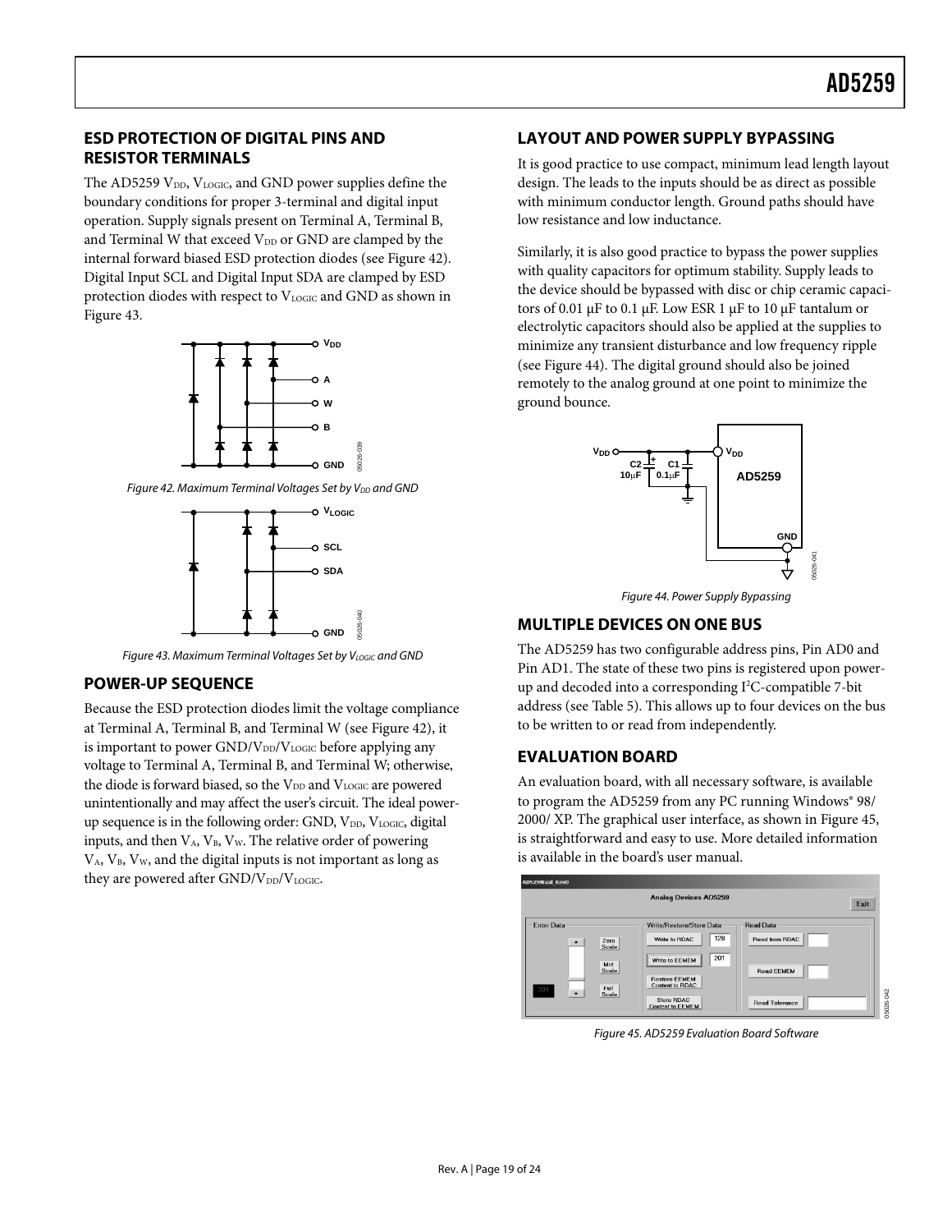## ESD PROTECTION OF DIGITAL PINS AND RESISTOR TERMINALS

The AD5259 $V_{DD}$, $V_{LOGIC}$, and GND power supplies define the boundary conditions for proper 3-terminal and digital input operation. Supply signals present on Terminal A, Terminal B, and Terminal W that exceed $V_{DD}$ or GND are clamped by the internal forward biased ESD protection diodes (see Figure 42). Digital Input SCL and Digital Input SDA are clamped by ESD protection diodes with respect to $V_{LOGIC}$ and GND as shown in Figure 43.

*Figure 42. Maximum Terminal Voltages Set by $V_{DD}$ and GND*

*Figure 43. Maximum Terminal Voltages Set by $V_{LOGIC}$ and GND*

## POWER-UP SEQUENCE

Because the ESD protection diodes limit the voltage compliance at Terminal A, Terminal B, and Terminal W (see Figure 42), it is important to power GND/$V_{DD}$/$V_{LOGIC}$ before applying any voltage to Terminal A, Terminal B, and Terminal W; otherwise, the diode is forward biased, so the $V_{DD}$ and $V_{LOGIC}$ are powered unintentionally and may affect the user's circuit. The ideal power-up sequence is in the following order: GND, $V_{DD}$, $V_{LOGIC}$, digital inputs, and then $V_A$, $V_B$, $V_W$. The relative order of powering $V_A$, $V_B$, $V_W$, and the digital inputs is not important as long as they are powered after GND/$V_{DD}$/$V_{LOGIC}$.

## LAYOUT AND POWER SUPPLY BYPASSING

It is good practice to use compact, minimum lead length layout design. The leads to the inputs should be as direct as possible with minimum conductor length. Ground paths should have low resistance and low inductance.

Similarly, it is also good practice to bypass the power supplies with quality capacitors for optimum stability. Supply leads to the device should be bypassed with disc or chip ceramic capacitors of 0.01 μF to 0.1 μF. Low ESR 1 μF to 10 μF tantalum or electrolytic capacitors should also be applied at the supplies to minimize any transient disturbance and low frequency ripple (see Figure 44). The digital ground should also be joined remotely to the analog ground at one point to minimize the ground bounce.

*Figure 44. Power Supply Bypassing*

## MULTIPLE DEVICES ON ONE BUS

The AD5259 has two configurable address pins, Pin AD0 and Pin AD1. The state of these two pins is registered upon power-up and decoded into a corresponding $I^2C$-compatible 7-bit address (see Table 5). This allows up to four devices on the bus to be written to or read from independently.

## EVALUATION BOARD

An evaluation board, with all necessary software, is available to program the AD5259 from any PC running Windows® 98/ 2000/ XP. The graphical user interface, as shown in Figure 45, is straightforward and easy to use. More detailed information is available in the board's user manual.

*Figure 45. AD5259 Evaluation Board Software*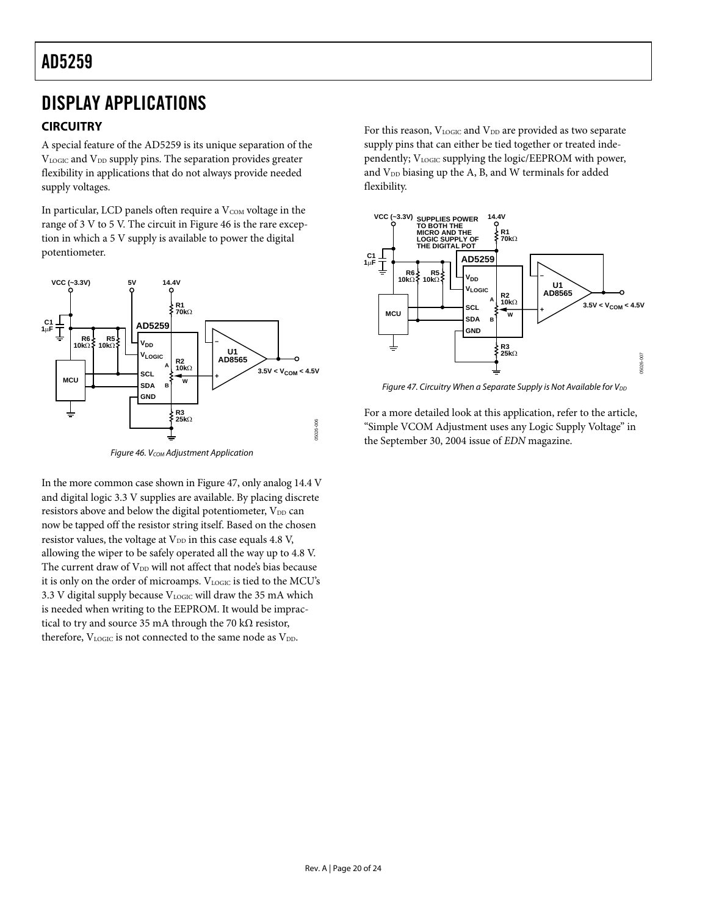# DISPLAY APPLICATIONS

## CIRCUITRY

A special feature of the AD5259 is its unique separation of the $V_{LOGIC}$ and $V_{DD}$ supply pins. The separation provides greater flexibility in applications that do not always provide needed supply voltages.

In particular, LCD panels often require a $V_{COM}$ voltage in the range of 3 V to 5 V. The circuit in Figure 46 is the rare exception in which a 5 V supply is available to power the digital potentiometer.

Figure 46. $V_{COM}$ Adjustment Application

In the more common case shown in Figure 47, only analog 14.4 V and digital logic 3.3 V supplies are available. By placing discrete resistors above and below the digital potentiometer, $V_{DD}$ can now be tapped off the resistor string itself. Based on the chosen resistor values, the voltage at $V_{DD}$ in this case equals 4.8 V, allowing the wiper to be safely operated all the way up to 4.8 V. The current draw of $V_{DD}$ will not affect that node's bias because it is only on the order of microamps. $V_{LOGIC}$ is tied to the MCU's 3.3 V digital supply because $V_{LOGIC}$ will draw the 35 mA which is needed when writing to the EEPROM. It would be impractical to try and source 35 mA through the 70 kΩ resistor, therefore, $V_{LOGIC}$ is not connected to the same node as $V_{DD}$.

For this reason, $V_{LOGIC}$ and $V_{DD}$ are provided as two separate supply pins that can either be tied together or treated independently; $V_{LOGIC}$ supplying the logic/EEPROM with power, and $V_{DD}$ biasing up the A, B, and W terminals for added flexibility.

Figure 47. Circuitry When a Separate Supply is Not Available for $V_{DD}$

For a more detailed look at this application, refer to the article, "Simple VCOM Adjustment uses any Logic Supply Voltage" in the September 30, 2004 issue of *EDN* magazine.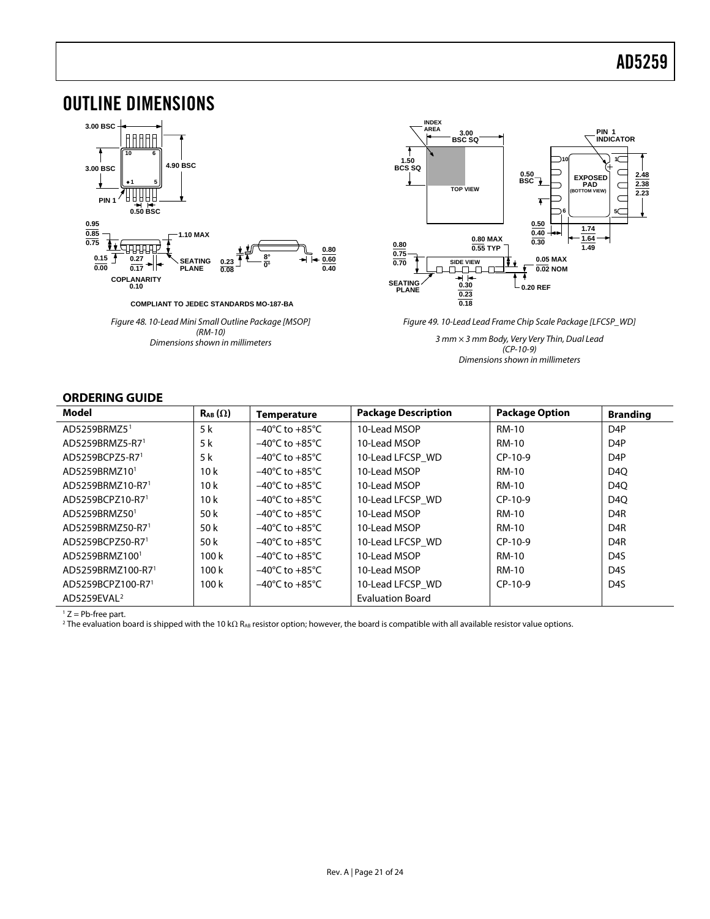# OUTLINE DIMENSIONS

COMPLIANT TO JEDEC STANDARDS MO-187-BA

*Figure 48. 10-Lead Mini Small Outline Package [MSOP] (RM-10) Dimensions shown in millimeters*

*Figure 49. 10-Lead Lead Frame Chip Scale Package [LFCSP_WD]*

*3 mm × 3 mm Body, Very Very Thin, Dual Lead (CP-10-9) Dimensions shown in millimeters*

## ORDERING GUIDE

| Model | $R_{AB}$ (Ω) | Temperature | Package Description | Package Option | Branding |
|---|---|---|---|---|---|
| AD5259BRMZ5[1] | 5 k | −40°C to +85°C | 10-Lead MSOP | RM-10 | D4P |
| AD5259BRMZ5-R7[1] | 5 k | −40°C to +85°C | 10-Lead MSOP | RM-10 | D4P |
| AD5259BCPZ5-R7[1] | 5 k | −40°C to +85°C | 10-Lead LFCSP_WD | CP-10-9 | D4P |
| AD5259BRMZ10[1] | 10 k | −40°C to +85°C | 10-Lead MSOP | RM-10 | D4Q |
| AD5259BRMZ10-R7[1] | 10 k | −40°C to +85°C | 10-Lead MSOP | RM-10 | D4Q |
| AD5259BCPZ10-R7[1] | 10 k | −40°C to +85°C | 10-Lead LFCSP_WD | CP-10-9 | D4Q |
| AD5259BRMZ50[1] | 50 k | −40°C to +85°C | 10-Lead MSOP | RM-10 | D4R |
| AD5259BRMZ50-R7[1] | 50 k | −40°C to +85°C | 10-Lead MSOP | RM-10 | D4R |
| AD5259BCPZ50-R7[1] | 50 k | −40°C to +85°C | 10-Lead LFCSP_WD | CP-10-9 | D4R |
| AD5259BRMZ100[1] | 100 k | −40°C to +85°C | 10-Lead MSOP | RM-10 | D4S |
| AD5259BRMZ100-R7[1] | 100 k | −40°C to +85°C | 10-Lead MSOP | RM-10 | D4S |
| AD5259BCPZ100-R7[1] | 100 k | −40°C to +85°C | 10-Lead LFCSP_WD | CP-10-9 | D4S |
| AD5259EVAL[2] | | | Evaluation Board | | |

[1] Z = Pb-free part.

[2] The evaluation board is shipped with the 10 kΩ $R_{AB}$ resistor option; however, the board is compatible with all available resistor value options.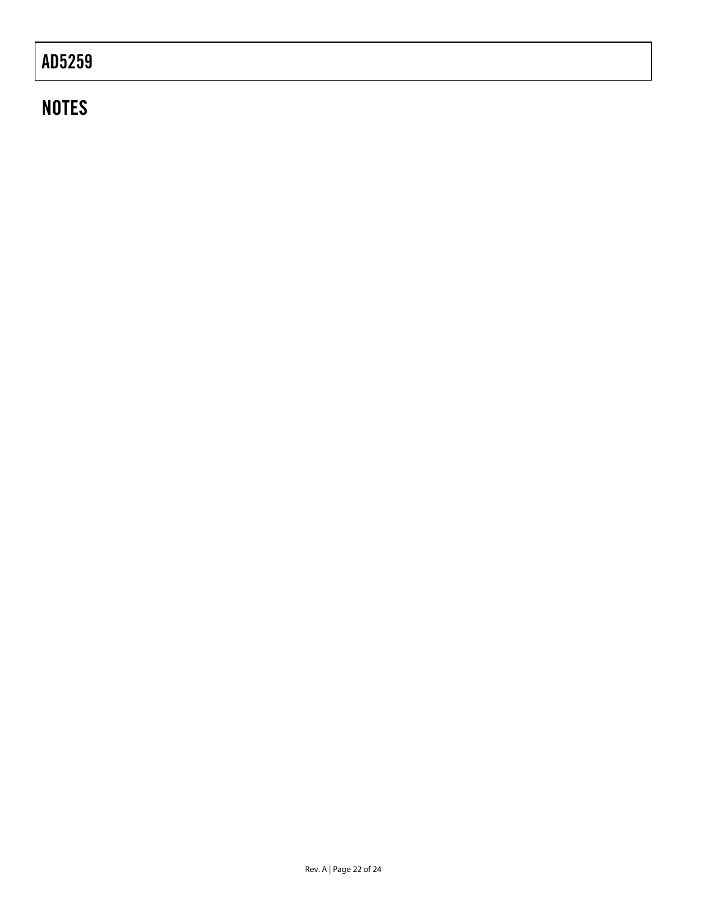# NOTES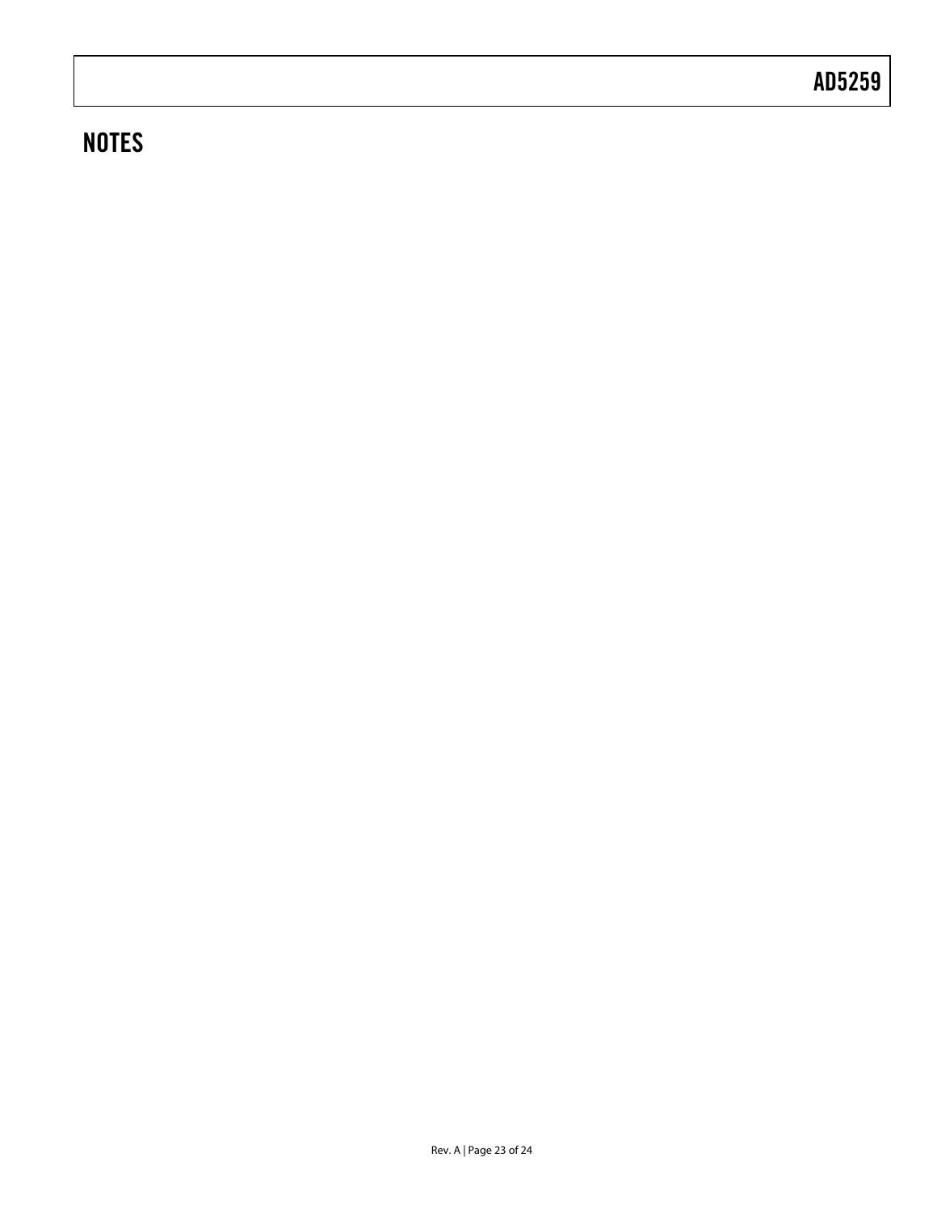## NOTES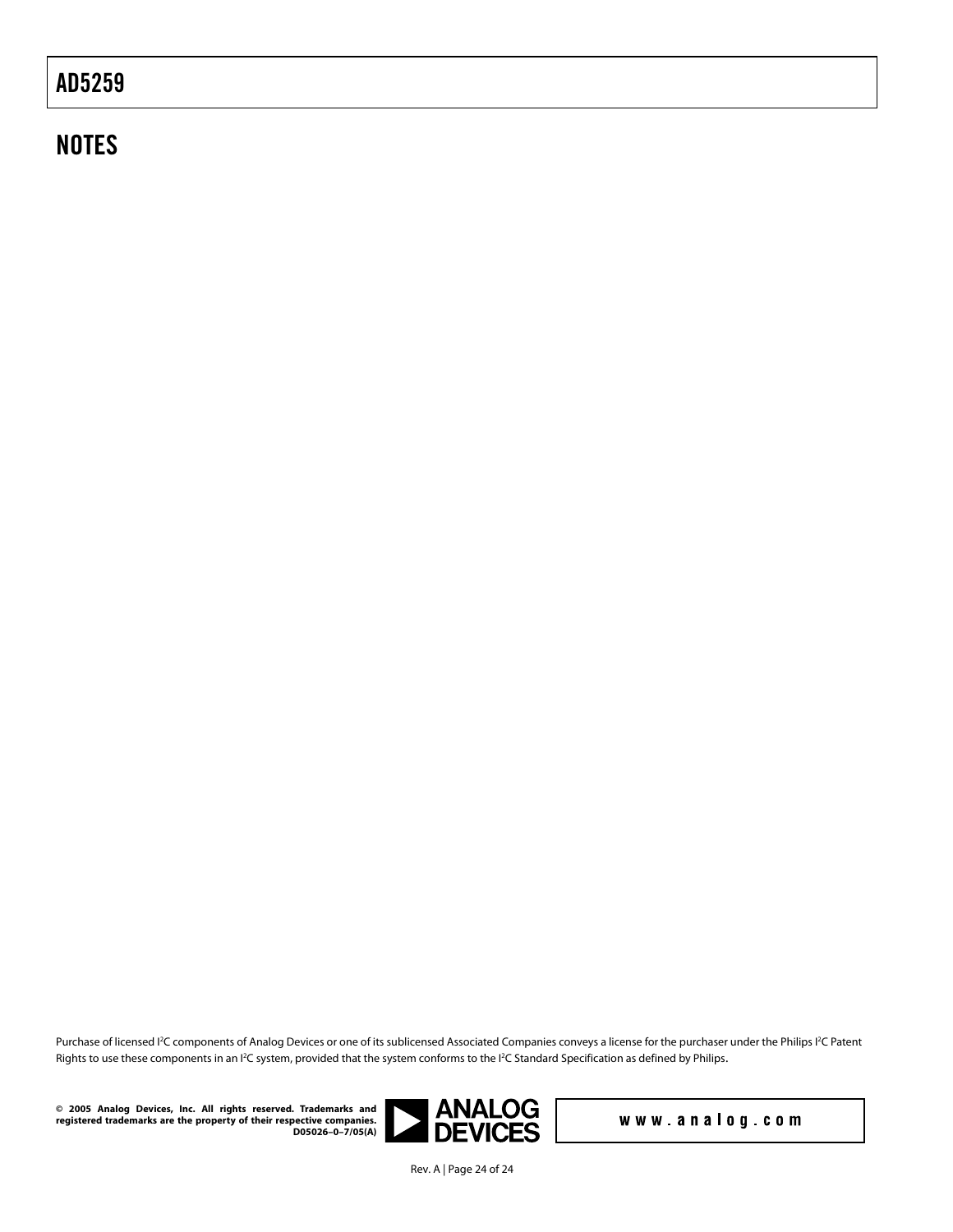# NOTES

Purchase of licensed I²C components of Analog Devices or one of its sublicensed Associated Companies conveys a license for the purchaser under the Philips I²C Patent Rights to use these components in an I²C system, provided that the system conforms to the I²C Standard Specification as defined by Philips.

**© 2005 Analog Devices, Inc. All rights reserved. Trademarks and registered trademarks are the property of their respective companies. D05026–0–7/05(A)**

ANALOG DEVICES

www.analog.com